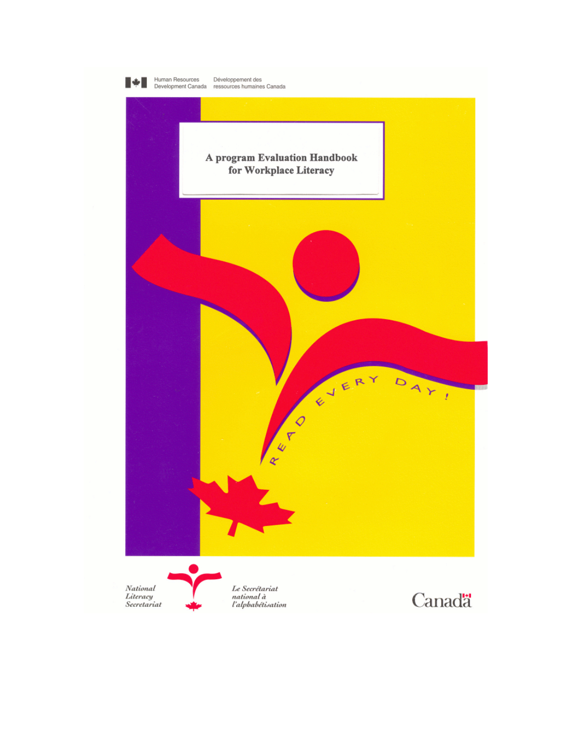Human Resources Development Canada | Développement des ressources humaines Canada

# A program Evaluation Handbook for Workplace Literacy

READ EVERY DAY!

*National Literacy Secretariat* | *Le Secrétariat national à l'alphabétisation*

Canada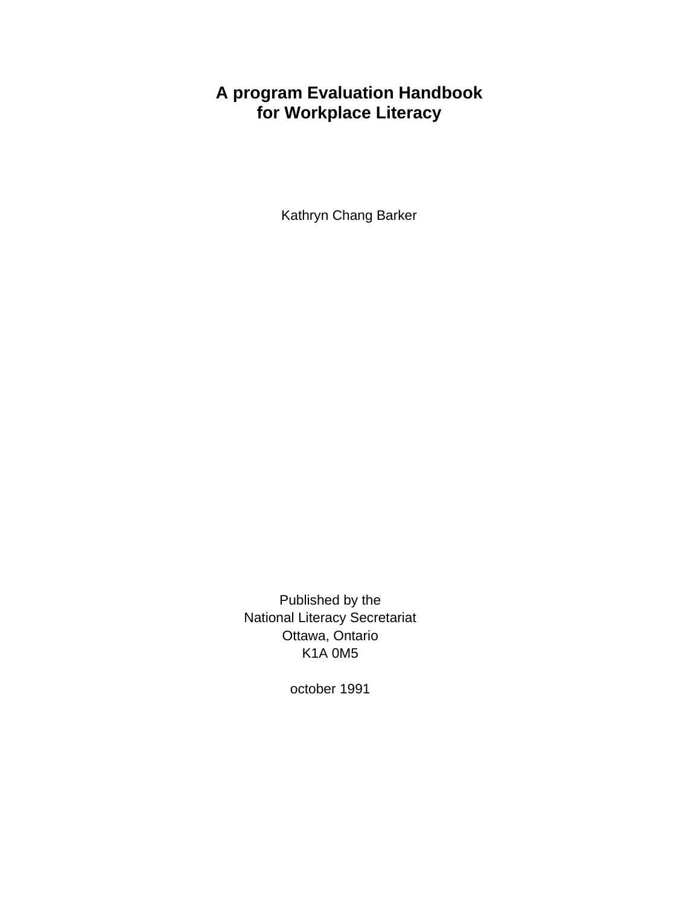# A program Evaluation Handbook for Workplace Literacy

Kathryn Chang Barker

Published by the
National Literacy Secretariat
Ottawa, Ontario
K1A 0M5

october 1991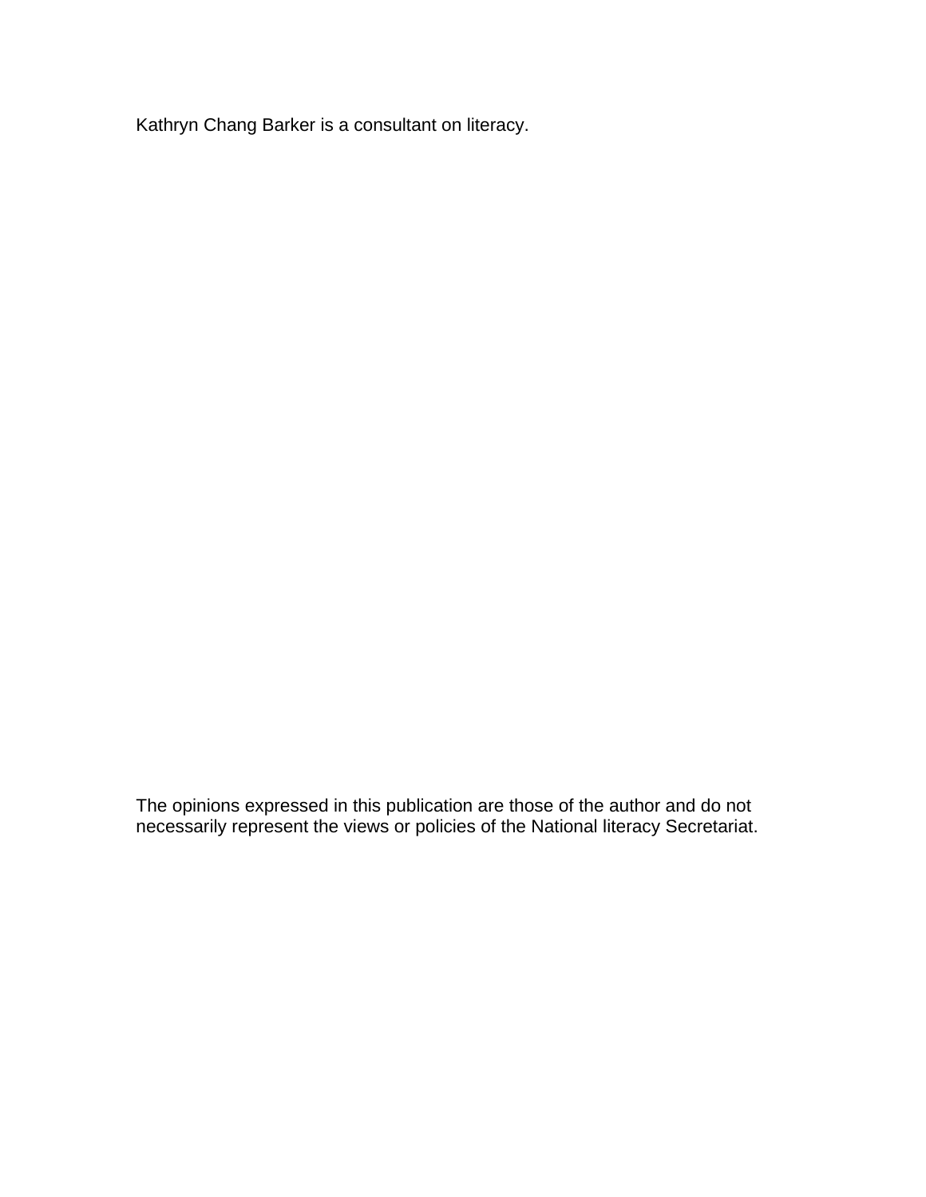Kathryn Chang Barker is a consultant on literacy.

The opinions expressed in this publication are those of the author and do not necessarily represent the views or policies of the National literacy Secretariat.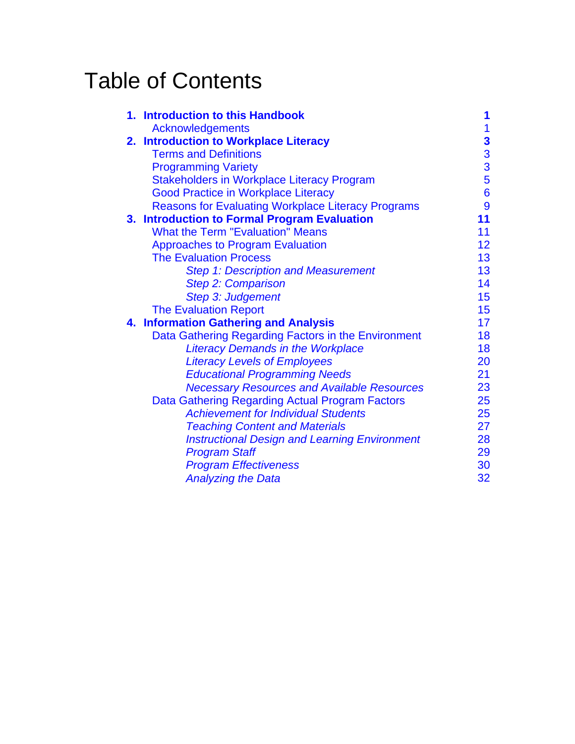# Table of Contents

| | |
|---|---|
| **1. Introduction to this Handbook** | **1** |
| Acknowledgements | 1 |
| **2. Introduction to Workplace Literacy** | **3** |
| Terms and Definitions | 3 |
| Programming Variety | 3 |
| Stakeholders in Workplace Literacy Program | 5 |
| Good Practice in Workplace Literacy | 6 |
| Reasons for Evaluating Workplace Literacy Programs | 9 |
| **3. Introduction to Formal Program Evaluation** | **11** |
| What the Term "Evaluation" Means | 11 |
| Approaches to Program Evaluation | 12 |
| The Evaluation Process | 13 |
| *Step 1: Description and Measurement* | 13 |
| *Step 2: Comparison* | 14 |
| *Step 3: Judgement* | 15 |
| The Evaluation Report | 15 |
| **4. Information Gathering and Analysis** | 17 |
| Data Gathering Regarding Factors in the Environment | 18 |
| *Literacy Demands in the Workplace* | 18 |
| *Literacy Levels of Employees* | 20 |
| *Educational Programming Needs* | 21 |
| *Necessary Resources and Available Resources* | 23 |
| Data Gathering Regarding Actual Program Factors | 25 |
| *Achievement for Individual Students* | 25 |
| *Teaching Content and Materials* | 27 |
| *Instructional Design and Learning Environment* | 28 |
| *Program Staff* | 29 |
| *Program Effectiveness* | 30 |
| *Analyzing the Data* | 32 |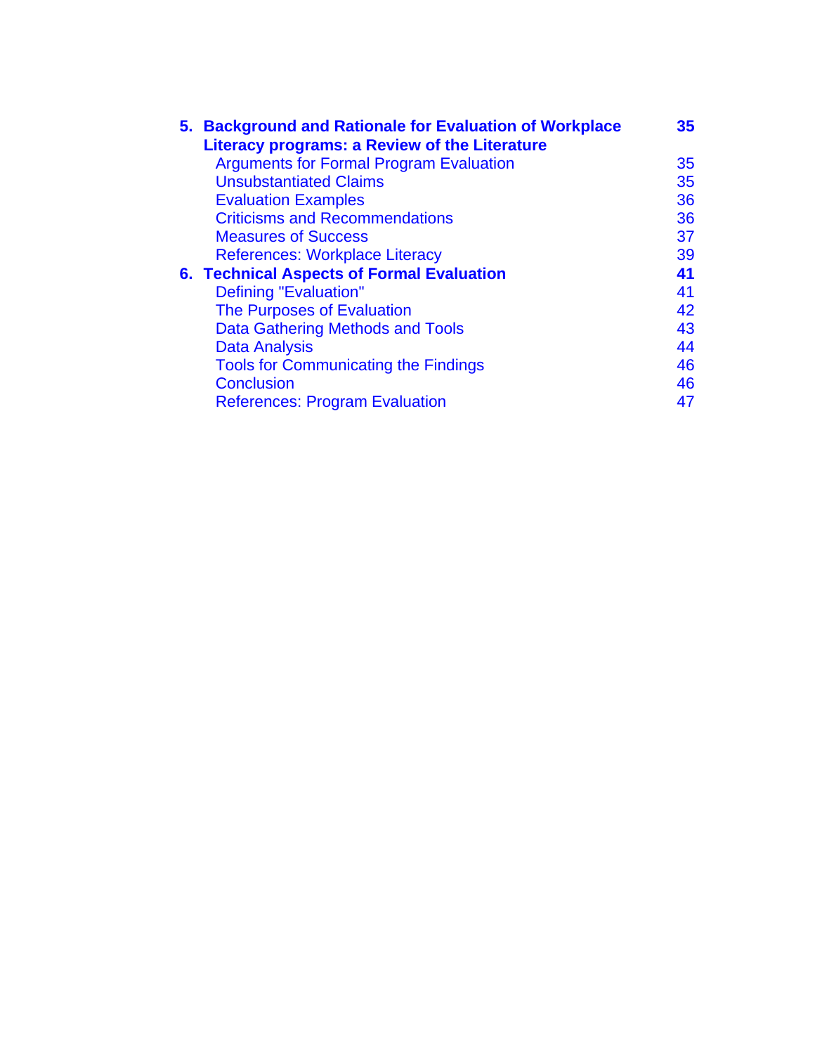| | |
|---|---|
| **5. Background and Rationale for Evaluation of Workplace Literacy programs: a Review of the Literature** | **35** |
| Arguments for Formal Program Evaluation | 35 |
| Unsubstantiated Claims | 35 |
| Evaluation Examples | 36 |
| Criticisms and Recommendations | 36 |
| Measures of Success | 37 |
| References: Workplace Literacy | 39 |
| **6. Technical Aspects of Formal Evaluation** | **41** |
| Defining "Evaluation" | 41 |
| The Purposes of Evaluation | 42 |
| Data Gathering Methods and Tools | 43 |
| Data Analysis | 44 |
| Tools for Communicating the Findings | 46 |
| Conclusion | 46 |
| References: Program Evaluation | 47 |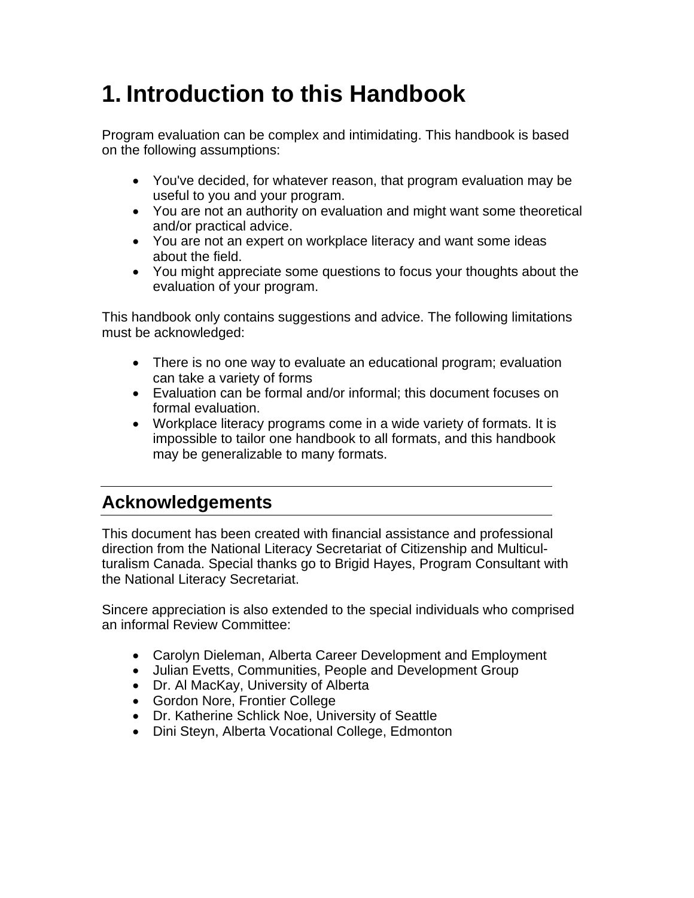# 1. Introduction to this Handbook

Program evaluation can be complex and intimidating. This handbook is based on the following assumptions:

- You've decided, for whatever reason, that program evaluation may be useful to you and your program.
- You are not an authority on evaluation and might want some theoretical and/or practical advice.
- You are not an expert on workplace literacy and want some ideas about the field.
- You might appreciate some questions to focus your thoughts about the evaluation of your program.

This handbook only contains suggestions and advice. The following limitations must be acknowledged:

- There is no one way to evaluate an educational program; evaluation can take a variety of forms
- Evaluation can be formal and/or informal; this document focuses on formal evaluation.
- Workplace literacy programs come in a wide variety of formats. It is impossible to tailor one handbook to all formats, and this handbook may be generalizable to many formats.

## Acknowledgements

This document has been created with financial assistance and professional direction from the National Literacy Secretariat of Citizenship and Multiculturalism Canada. Special thanks go to Brigid Hayes, Program Consultant with the National Literacy Secretariat.

Sincere appreciation is also extended to the special individuals who comprised an informal Review Committee:

- Carolyn Dieleman, Alberta Career Development and Employment
- Julian Evetts, Communities, People and Development Group
- Dr. Al MacKay, University of Alberta
- Gordon Nore, Frontier College
- Dr. Katherine Schlick Noe, University of Seattle
- Dini Steyn, Alberta Vocational College, Edmonton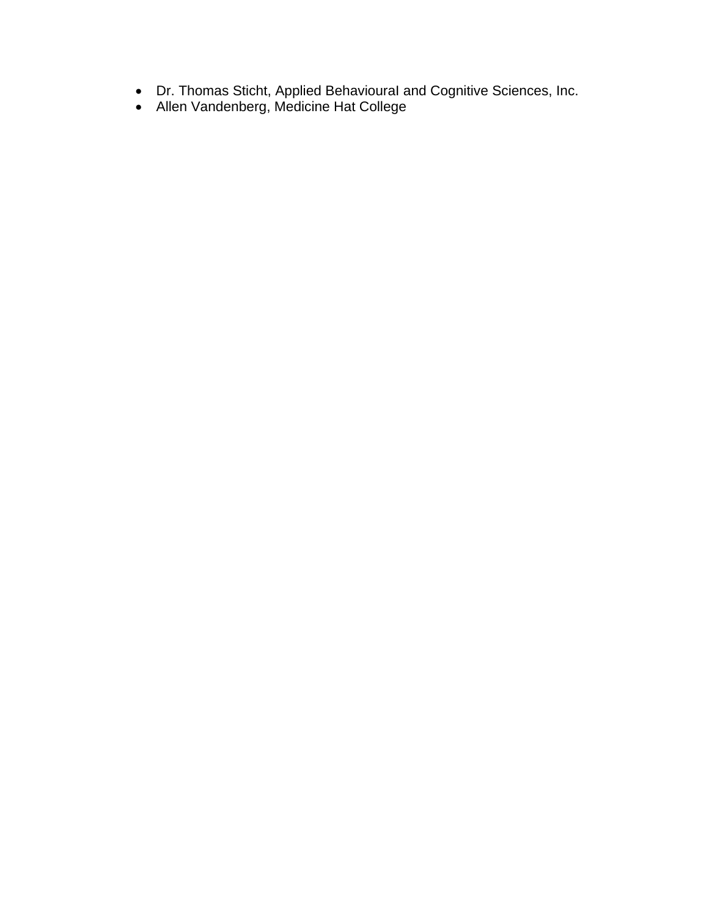- Dr. Thomas Sticht, Applied Behavioural and Cognitive Sciences, Inc.
- Allen Vandenberg, Medicine Hat College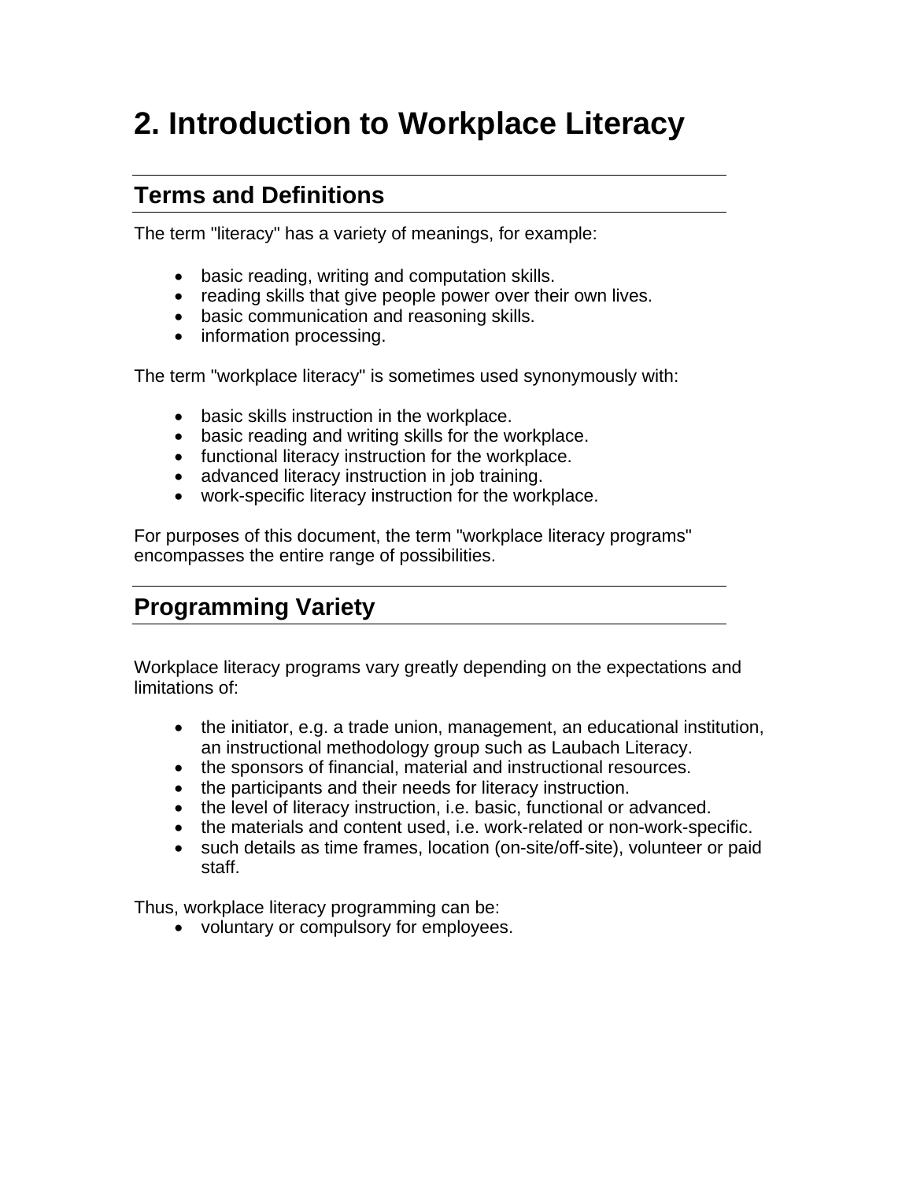# 2. Introduction to Workplace Literacy

## Terms and Definitions

The term "literacy" has a variety of meanings, for example:

- basic reading, writing and computation skills.
- reading skills that give people power over their own lives.
- basic communication and reasoning skills.
- information processing.

The term "workplace literacy" is sometimes used synonymously with:

- basic skills instruction in the workplace.
- basic reading and writing skills for the workplace.
- functional literacy instruction for the workplace.
- advanced literacy instruction in job training.
- work-specific literacy instruction for the workplace.

For purposes of this document, the term "workplace literacy programs" encompasses the entire range of possibilities.

## Programming Variety

Workplace literacy programs vary greatly depending on the expectations and limitations of:

- the initiator, e.g. a trade union, management, an educational institution, an instructional methodology group such as Laubach Literacy.
- the sponsors of financial, material and instructional resources.
- the participants and their needs for literacy instruction.
- the level of literacy instruction, i.e. basic, functional or advanced.
- the materials and content used, i.e. work-related or non-work-specific.
- such details as time frames, location (on-site/off-site), volunteer or paid staff.

Thus, workplace literacy programming can be:

- voluntary or compulsory for employees.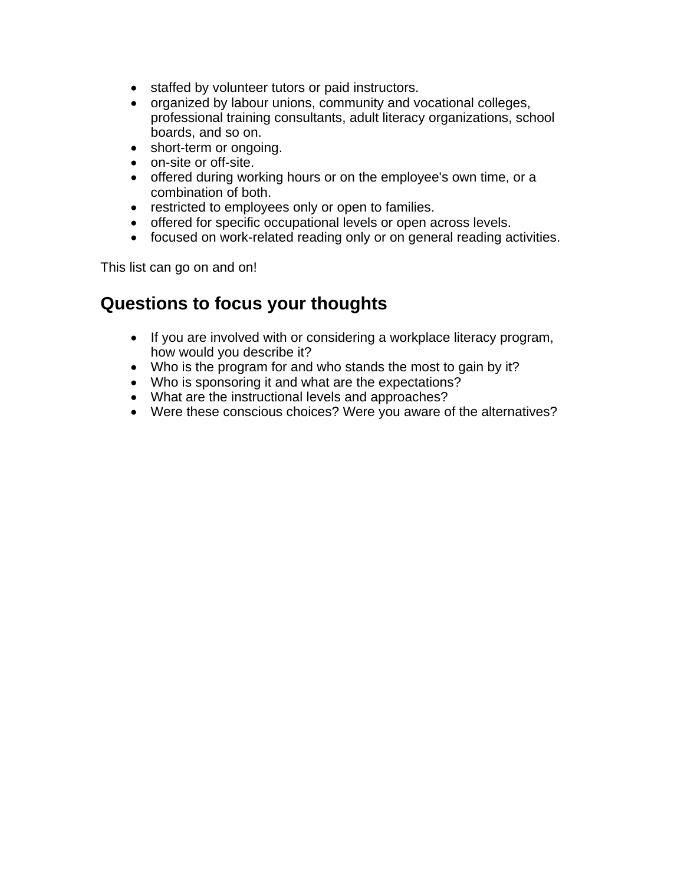- staffed by volunteer tutors or paid instructors.
- organized by labour unions, community and vocational colleges, professional training consultants, adult literacy organizations, school boards, and so on.
- short-term or ongoing.
- on-site or off-site.
- offered during working hours or on the employee's own time, or a combination of both.
- restricted to employees only or open to families.
- offered for specific occupational levels or open across levels.
- focused on work-related reading only or on general reading activities.

This list can go on and on!

## Questions to focus your thoughts

- If you are involved with or considering a workplace literacy program, how would you describe it?
- Who is the program for and who stands the most to gain by it?
- Who is sponsoring it and what are the expectations?
- What are the instructional levels and approaches?
- Were these conscious choices? Were you aware of the alternatives?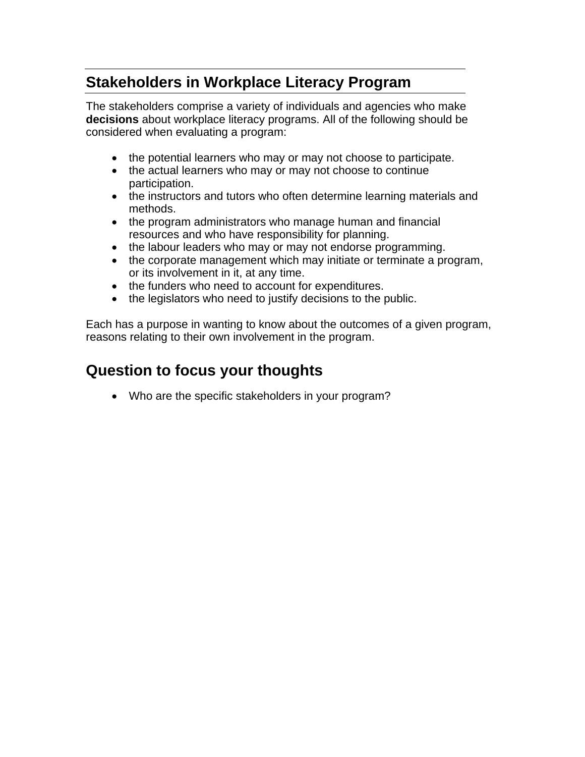## Stakeholders in Workplace Literacy Program

The stakeholders comprise a variety of individuals and agencies who make **decisions** about workplace literacy programs. All of the following should be considered when evaluating a program:

- the potential learners who may or may not choose to participate.
- the actual learners who may or may not choose to continue participation.
- the instructors and tutors who often determine learning materials and methods.
- the program administrators who manage human and financial resources and who have responsibility for planning.
- the labour leaders who may or may not endorse programming.
- the corporate management which may initiate or terminate a program, or its involvement in it, at any time.
- the funders who need to account for expenditures.
- the legislators who need to justify decisions to the public.

Each has a purpose in wanting to know about the outcomes of a given program, reasons relating to their own involvement in the program.

## Question to focus your thoughts

- Who are the specific stakeholders in your program?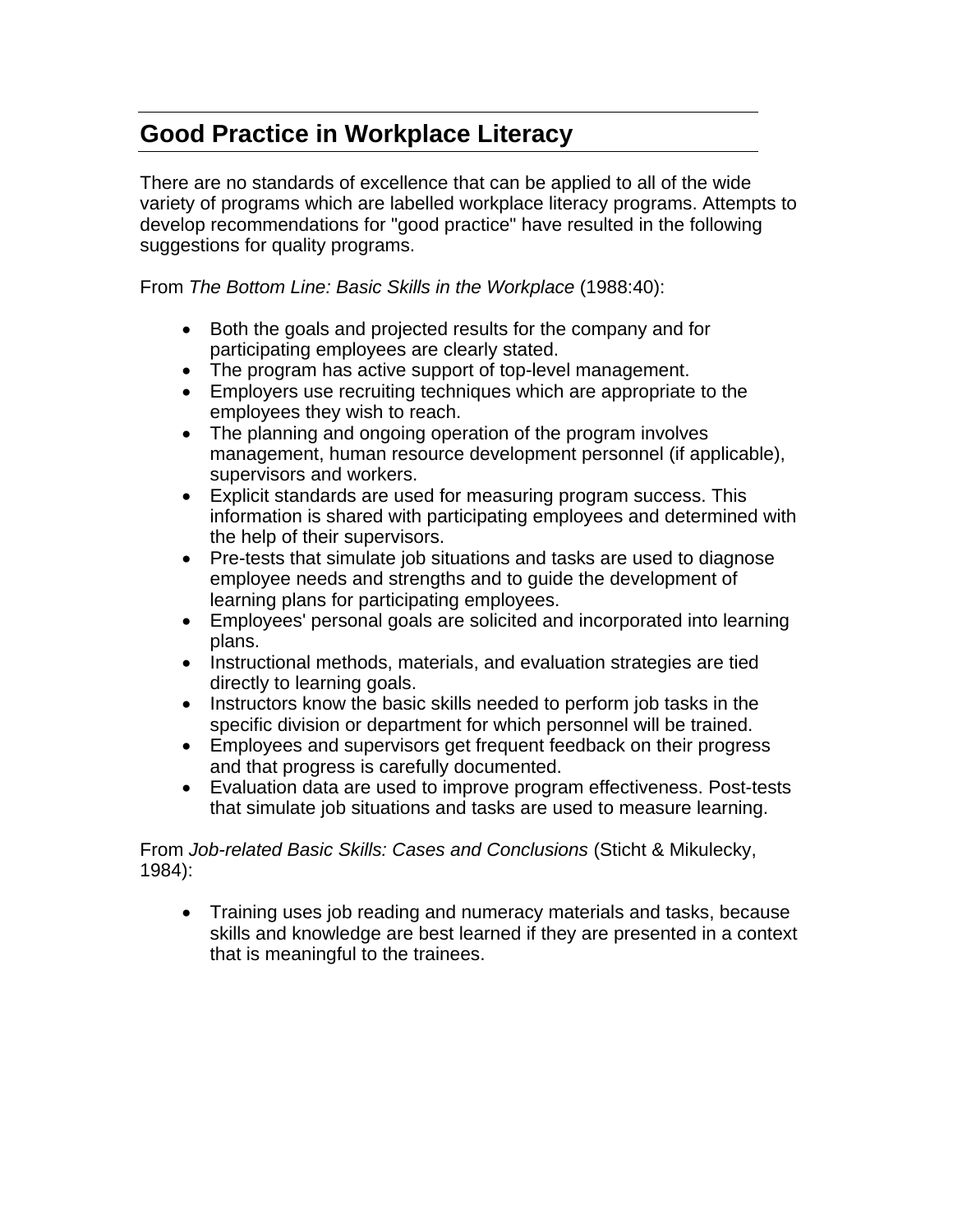## Good Practice in Workplace Literacy

There are no standards of excellence that can be applied to all of the wide variety of programs which are labelled workplace literacy programs. Attempts to develop recommendations for "good practice" have resulted in the following suggestions for quality programs.

From *The Bottom Line: Basic Skills in the Workplace* (1988:40):

- Both the goals and projected results for the company and for participating employees are clearly stated.
- The program has active support of top-level management.
- Employers use recruiting techniques which are appropriate to the employees they wish to reach.
- The planning and ongoing operation of the program involves management, human resource development personnel (if applicable), supervisors and workers.
- Explicit standards are used for measuring program success. This information is shared with participating employees and determined with the help of their supervisors.
- Pre-tests that simulate job situations and tasks are used to diagnose employee needs and strengths and to guide the development of learning plans for participating employees.
- Employees' personal goals are solicited and incorporated into learning plans.
- Instructional methods, materials, and evaluation strategies are tied directly to learning goals.
- Instructors know the basic skills needed to perform job tasks in the specific division or department for which personnel will be trained.
- Employees and supervisors get frequent feedback on their progress and that progress is carefully documented.
- Evaluation data are used to improve program effectiveness. Post-tests that simulate job situations and tasks are used to measure learning.

From *Job-related Basic Skills: Cases and Conclusions* (Sticht & Mikulecky, 1984):

- Training uses job reading and numeracy materials and tasks, because skills and knowledge are best learned if they are presented in a context that is meaningful to the trainees.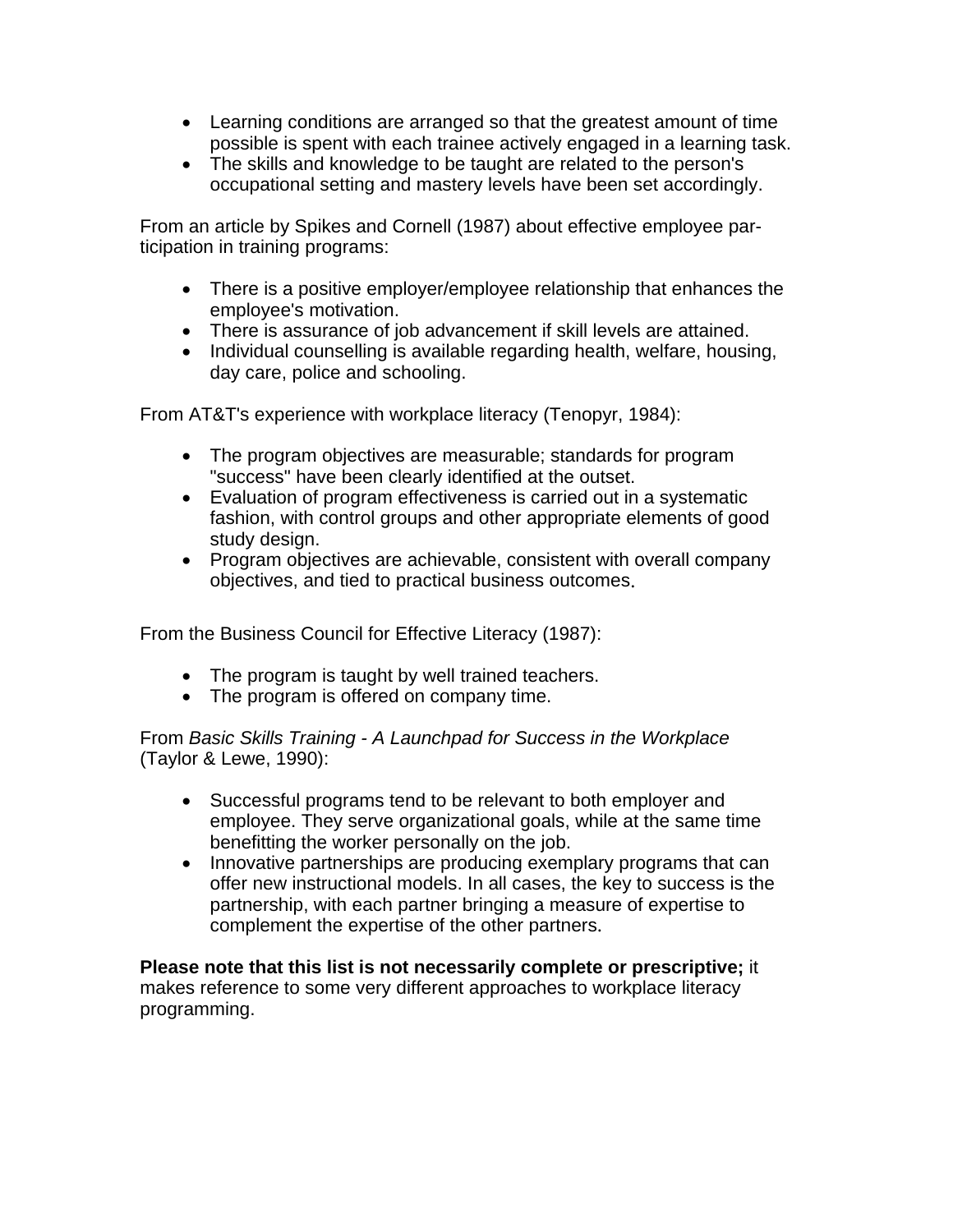- Learning conditions are arranged so that the greatest amount of time possible is spent with each trainee actively engaged in a learning task.
- The skills and knowledge to be taught are related to the person's occupational setting and mastery levels have been set accordingly.

From an article by Spikes and Cornell (1987) about effective employee participation in training programs:

- There is a positive employer/employee relationship that enhances the employee's motivation.
- There is assurance of job advancement if skill levels are attained.
- Individual counselling is available regarding health, welfare, housing, day care, police and schooling.

From AT&T's experience with workplace literacy (Tenopyr, 1984):

- The program objectives are measurable; standards for program "success" have been clearly identified at the outset.
- Evaluation of program effectiveness is carried out in a systematic fashion, with control groups and other appropriate elements of good study design.
- Program objectives are achievable, consistent with overall company objectives, and tied to practical business outcomes.

From the Business Council for Effective Literacy (1987):

- The program is taught by well trained teachers.
- The program is offered on company time.

From *Basic Skills Training - A Launchpad for Success in the Workplace* (Taylor & Lewe, 1990):

- Successful programs tend to be relevant to both employer and employee. They serve organizational goals, while at the same time benefitting the worker personally on the job.
- Innovative partnerships are producing exemplary programs that can offer new instructional models. In all cases, the key to success is the partnership, with each partner bringing a measure of expertise to complement the expertise of the other partners.

**Please note that this list is not necessarily complete or prescriptive;** it makes reference to some very different approaches to workplace literacy programming.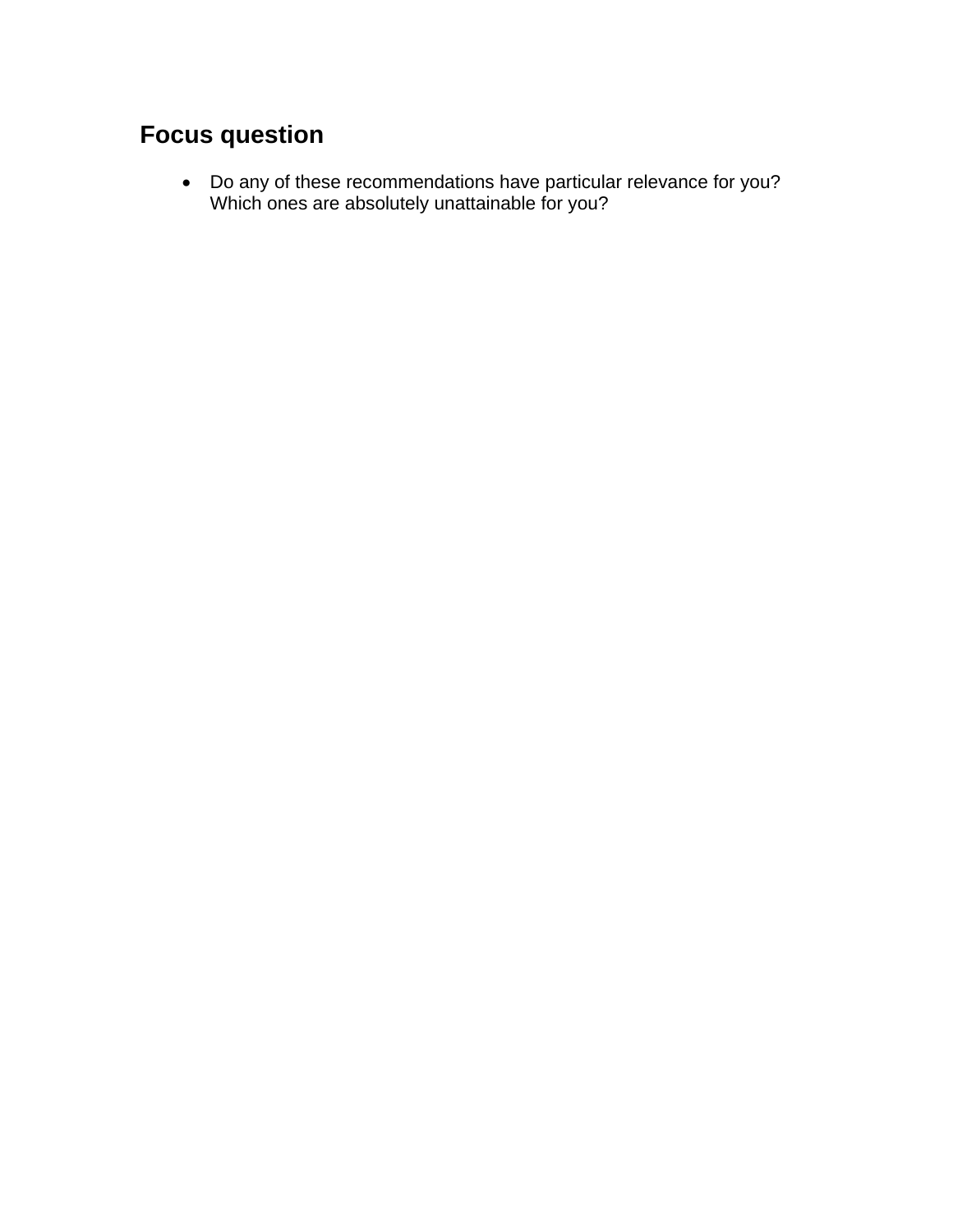## Focus question

- Do any of these recommendations have particular relevance for you? Which ones are absolutely unattainable for you?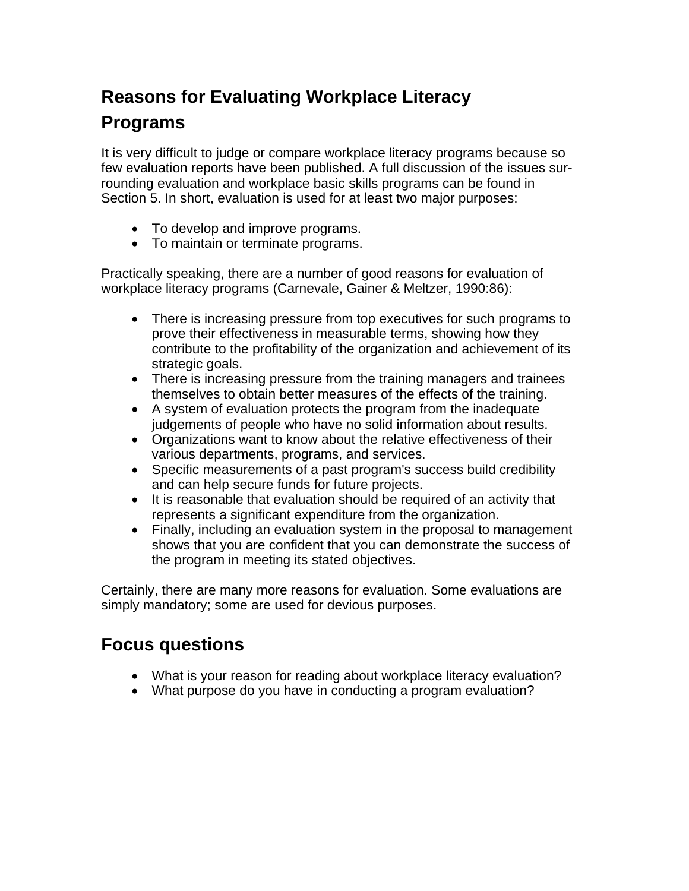## Reasons for Evaluating Workplace Literacy Programs

It is very difficult to judge or compare workplace literacy programs because so few evaluation reports have been published. A full discussion of the issues surrounding evaluation and workplace basic skills programs can be found in Section 5. In short, evaluation is used for at least two major purposes:

- To develop and improve programs.
- To maintain or terminate programs.

Practically speaking, there are a number of good reasons for evaluation of workplace literacy programs (Carnevale, Gainer & Meltzer, 1990:86):

- There is increasing pressure from top executives for such programs to prove their effectiveness in measurable terms, showing how they contribute to the profitability of the organization and achievement of its strategic goals.
- There is increasing pressure from the training managers and trainees themselves to obtain better measures of the effects of the training.
- A system of evaluation protects the program from the inadequate judgements of people who have no solid information about results.
- Organizations want to know about the relative effectiveness of their various departments, programs, and services.
- Specific measurements of a past program's success build credibility and can help secure funds for future projects.
- It is reasonable that evaluation should be required of an activity that represents a significant expenditure from the organization.
- Finally, including an evaluation system in the proposal to management shows that you are confident that you can demonstrate the success of the program in meeting its stated objectives.

Certainly, there are many more reasons for evaluation. Some evaluations are simply mandatory; some are used for devious purposes.

## Focus questions

- What is your reason for reading about workplace literacy evaluation?
- What purpose do you have in conducting a program evaluation?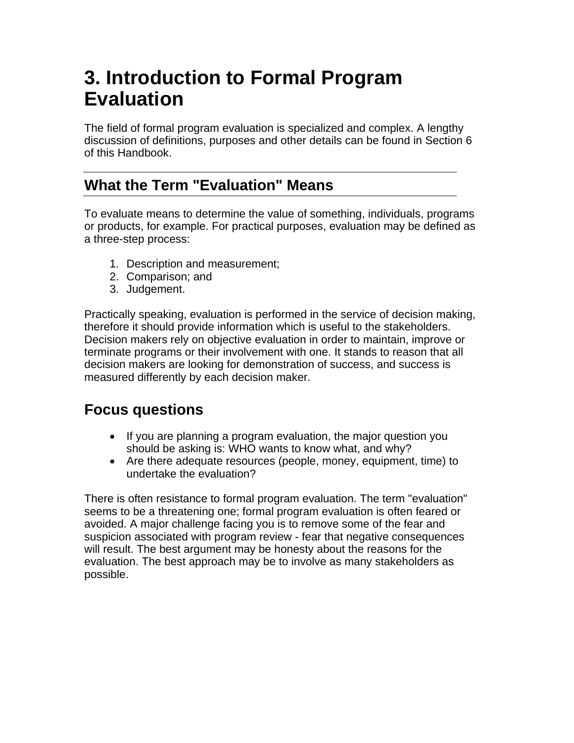# 3. Introduction to Formal Program Evaluation

The field of formal program evaluation is specialized and complex. A lengthy discussion of definitions, purposes and other details can be found in Section 6 of this Handbook.

## What the Term "Evaluation" Means

To evaluate means to determine the value of something, individuals, programs or products, for example. For practical purposes, evaluation may be defined as a three-step process:

1. Description and measurement;
2. Comparison; and
3. Judgement.

Practically speaking, evaluation is performed in the service of decision making, therefore it should provide information which is useful to the stakeholders. Decision makers rely on objective evaluation in order to maintain, improve or terminate programs or their involvement with one. It stands to reason that all decision makers are looking for demonstration of success, and success is measured differently by each decision maker.

## Focus questions

- If you are planning a program evaluation, the major question you should be asking is: WHO wants to know what, and why?
- Are there adequate resources (people, money, equipment, time) to undertake the evaluation?

There is often resistance to formal program evaluation. The term "evaluation" seems to be a threatening one; formal program evaluation is often feared or avoided. A major challenge facing you is to remove some of the fear and suspicion associated with program review - fear that negative consequences will result. The best argument may be honesty about the reasons for the evaluation. The best approach may be to involve as many stakeholders as possible.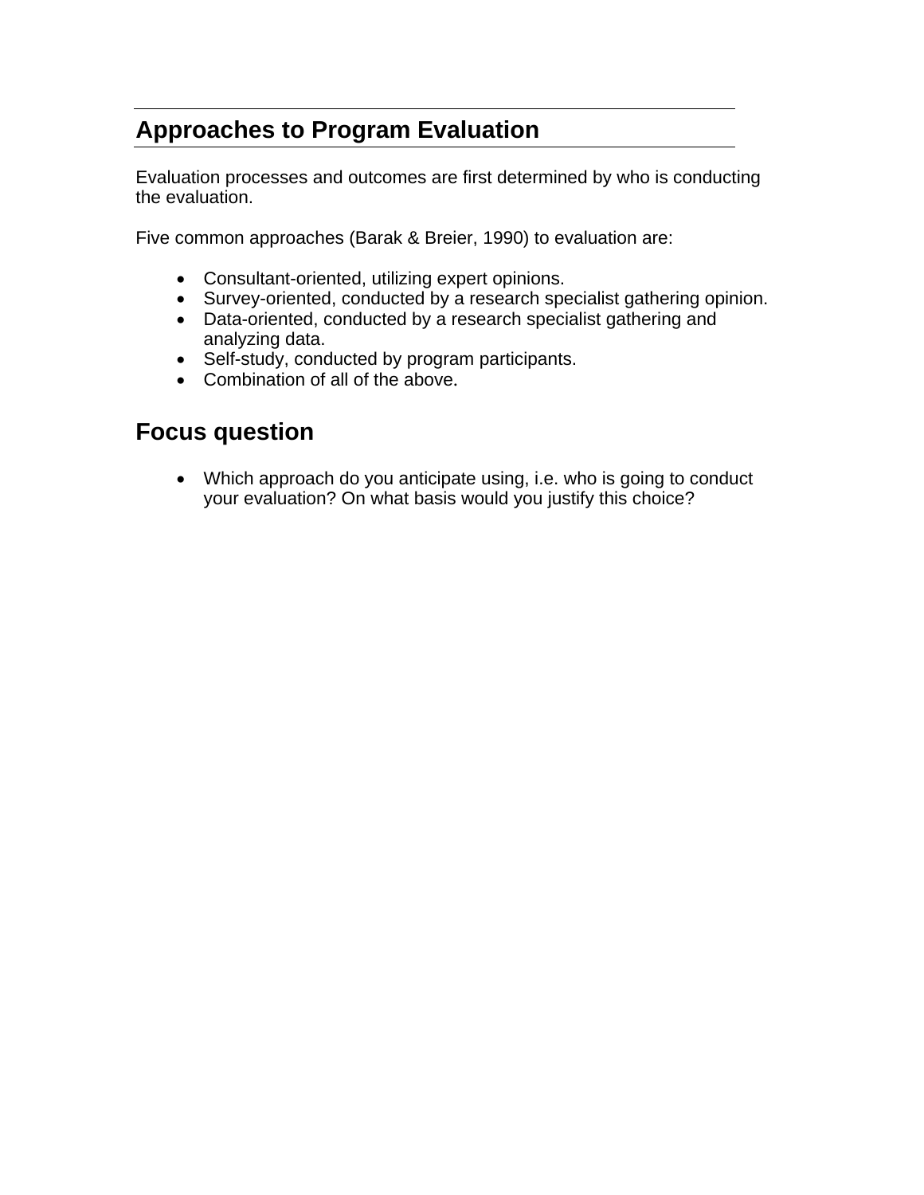## Approaches to Program Evaluation

Evaluation processes and outcomes are first determined by who is conducting the evaluation.

Five common approaches (Barak & Breier, 1990) to evaluation are:

- Consultant-oriented, utilizing expert opinions.
- Survey-oriented, conducted by a research specialist gathering opinion.
- Data-oriented, conducted by a research specialist gathering and analyzing data.
- Self-study, conducted by program participants.
- Combination of all of the above.

## Focus question

- Which approach do you anticipate using, i.e. who is going to conduct your evaluation? On what basis would you justify this choice?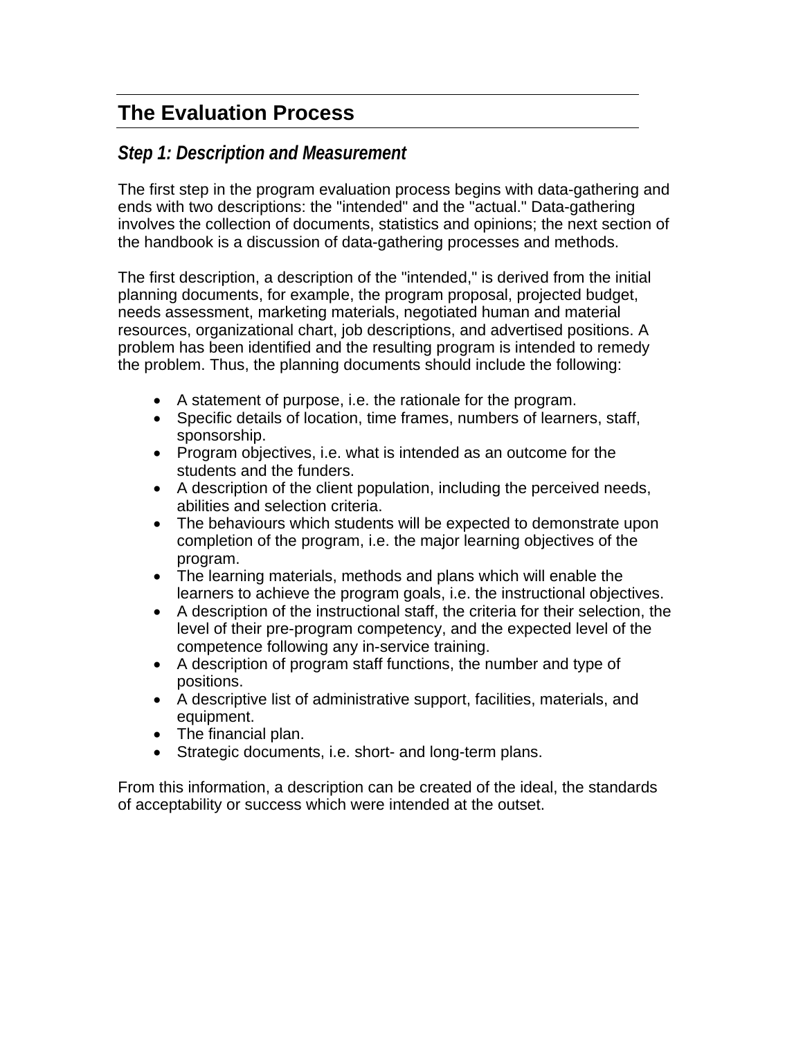# The Evaluation Process

## *Step 1: Description and Measurement*

The first step in the program evaluation process begins with data-gathering and ends with two descriptions: the "intended" and the "actual." Data-gathering involves the collection of documents, statistics and opinions; the next section of the handbook is a discussion of data-gathering processes and methods.

The first description, a description of the "intended," is derived from the initial planning documents, for example, the program proposal, projected budget, needs assessment, marketing materials, negotiated human and material resources, organizational chart, job descriptions, and advertised positions. A problem has been identified and the resulting program is intended to remedy the problem. Thus, the planning documents should include the following:

- A statement of purpose, i.e. the rationale for the program.
- Specific details of location, time frames, numbers of learners, staff, sponsorship.
- Program objectives, i.e. what is intended as an outcome for the students and the funders.
- A description of the client population, including the perceived needs, abilities and selection criteria.
- The behaviours which students will be expected to demonstrate upon completion of the program, i.e. the major learning objectives of the program.
- The learning materials, methods and plans which will enable the learners to achieve the program goals, i.e. the instructional objectives.
- A description of the instructional staff, the criteria for their selection, the level of their pre-program competency, and the expected level of the competence following any in-service training.
- A description of program staff functions, the number and type of positions.
- A descriptive list of administrative support, facilities, materials, and equipment.
- The financial plan.
- Strategic documents, i.e. short- and long-term plans.

From this information, a description can be created of the ideal, the standards of acceptability or success which were intended at the outset.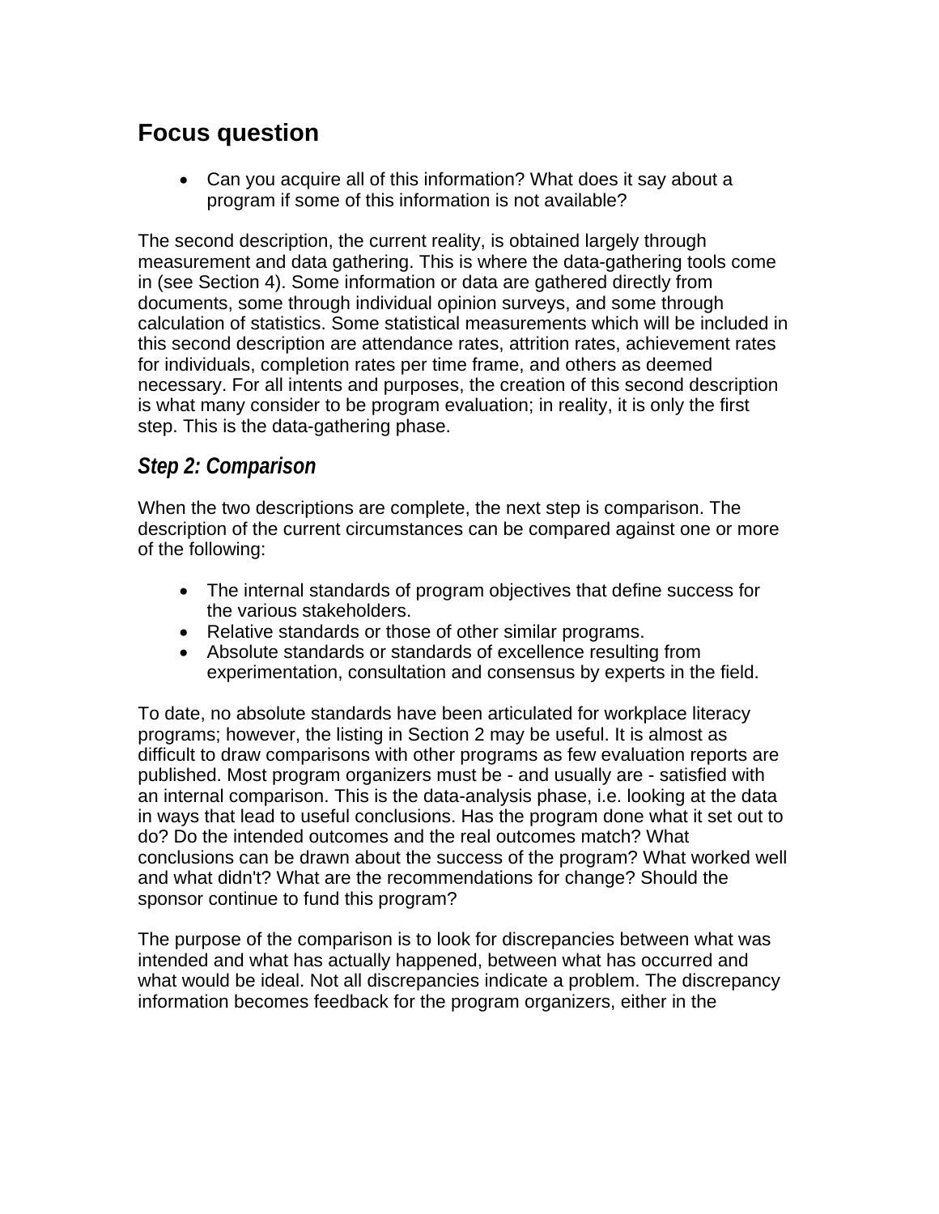## Focus question

- Can you acquire all of this information? What does it say about a program if some of this information is not available?

The second description, the current reality, is obtained largely through measurement and data gathering. This is where the data-gathering tools come in (see Section 4). Some information or data are gathered directly from documents, some through individual opinion surveys, and some through calculation of statistics. Some statistical measurements which will be included in this second description are attendance rates, attrition rates, achievement rates for individuals, completion rates per time frame, and others as deemed necessary. For all intents and purposes, the creation of this second description is what many consider to be program evaluation; in reality, it is only the first step. This is the data-gathering phase.

### *Step 2: Comparison*

When the two descriptions are complete, the next step is comparison. The description of the current circumstances can be compared against one or more of the following:

- The internal standards of program objectives that define success for the various stakeholders.
- Relative standards or those of other similar programs.
- Absolute standards or standards of excellence resulting from experimentation, consultation and consensus by experts in the field.

To date, no absolute standards have been articulated for workplace literacy programs; however, the listing in Section 2 may be useful. It is almost as difficult to draw comparisons with other programs as few evaluation reports are published. Most program organizers must be - and usually are - satisfied with an internal comparison. This is the data-analysis phase, i.e. looking at the data in ways that lead to useful conclusions. Has the program done what it set out to do? Do the intended outcomes and the real outcomes match? What conclusions can be drawn about the success of the program? What worked well and what didn't? What are the recommendations for change? Should the sponsor continue to fund this program?

The purpose of the comparison is to look for discrepancies between what was intended and what has actually happened, between what has occurred and what would be ideal. Not all discrepancies indicate a problem. The discrepancy information becomes feedback for the program organizers, either in the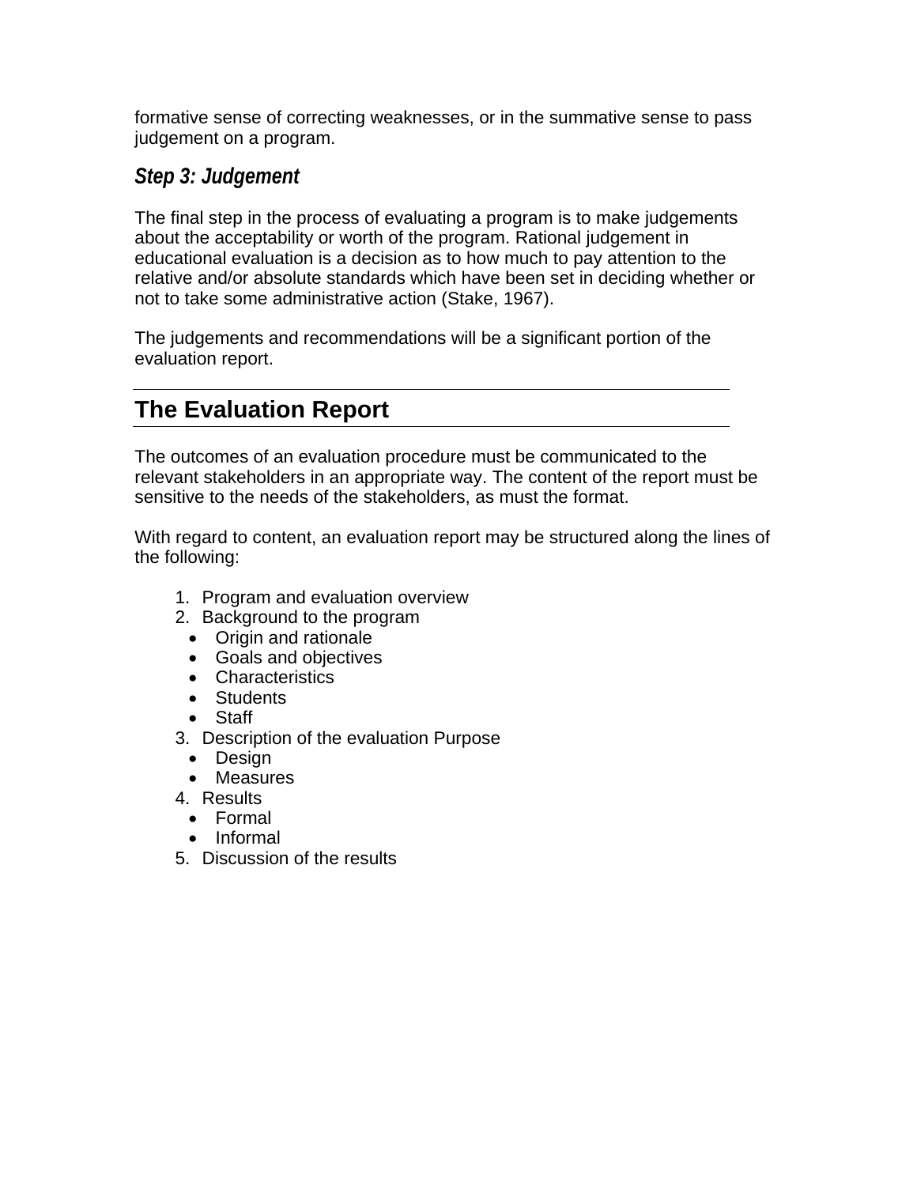formative sense of correcting weaknesses, or in the summative sense to pass judgement on a program.

### *Step 3: Judgement*

The final step in the process of evaluating a program is to make judgements about the acceptability or worth of the program. Rational judgement in educational evaluation is a decision as to how much to pay attention to the relative and/or absolute standards which have been set in deciding whether or not to take some administrative action (Stake, 1967).

The judgements and recommendations will be a significant portion of the evaluation report.

## The Evaluation Report

The outcomes of an evaluation procedure must be communicated to the relevant stakeholders in an appropriate way. The content of the report must be sensitive to the needs of the stakeholders, as must the format.

With regard to content, an evaluation report may be structured along the lines of the following:

1. Program and evaluation overview
2. Background to the program
   - Origin and rationale
   - Goals and objectives
   - Characteristics
   - Students
   - Staff
3. Description of the evaluation Purpose
   - Design
   - Measures
4. Results
   - Formal
   - Informal
5. Discussion of the results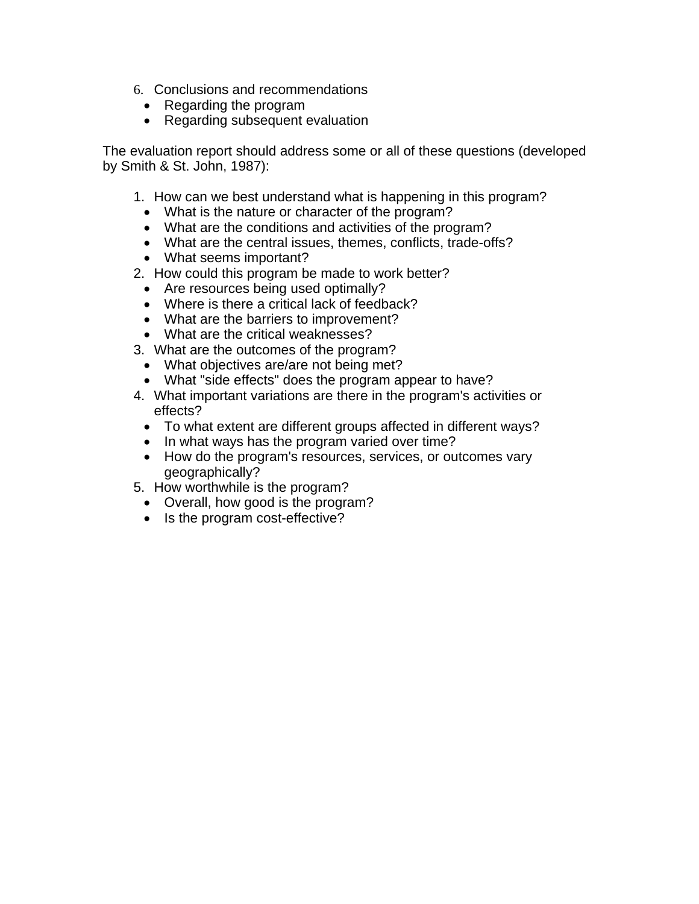6. Conclusions and recommendations
   - Regarding the program
   - Regarding subsequent evaluation

The evaluation report should address some or all of these questions (developed by Smith & St. John, 1987):

1. How can we best understand what is happening in this program?
   - What is the nature or character of the program?
   - What are the conditions and activities of the program?
   - What are the central issues, themes, conflicts, trade-offs?
   - What seems important?
2. How could this program be made to work better?
   - Are resources being used optimally?
   - Where is there a critical lack of feedback?
   - What are the barriers to improvement?
   - What are the critical weaknesses?
3. What are the outcomes of the program?
   - What objectives are/are not being met?
   - What "side effects" does the program appear to have?
4. What important variations are there in the program's activities or effects?
   - To what extent are different groups affected in different ways?
   - In what ways has the program varied over time?
   - How do the program's resources, services, or outcomes vary geographically?
5. How worthwhile is the program?
   - Overall, how good is the program?
   - Is the program cost-effective?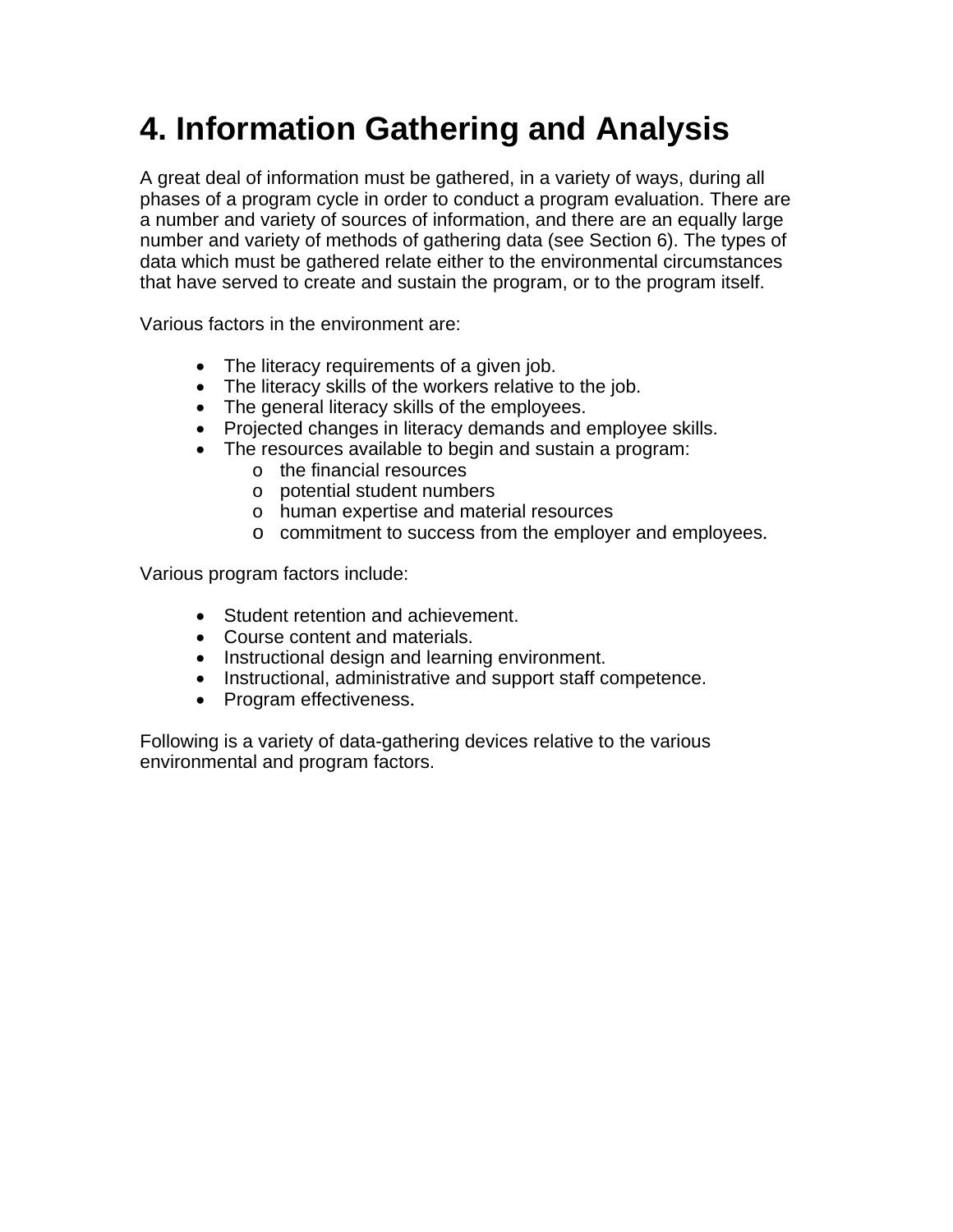# 4. Information Gathering and Analysis

A great deal of information must be gathered, in a variety of ways, during all phases of a program cycle in order to conduct a program evaluation. There are a number and variety of sources of information, and there are an equally large number and variety of methods of gathering data (see Section 6). The types of data which must be gathered relate either to the environmental circumstances that have served to create and sustain the program, or to the program itself.

Various factors in the environment are:

- The literacy requirements of a given job.
- The literacy skills of the workers relative to the job.
- The general literacy skills of the employees.
- Projected changes in literacy demands and employee skills.
- The resources available to begin and sustain a program:
    - the financial resources
    - potential student numbers
    - human expertise and material resources
    - commitment to success from the employer and employees.

Various program factors include:

- Student retention and achievement.
- Course content and materials.
- Instructional design and learning environment.
- Instructional, administrative and support staff competence.
- Program effectiveness.

Following is a variety of data-gathering devices relative to the various environmental and program factors.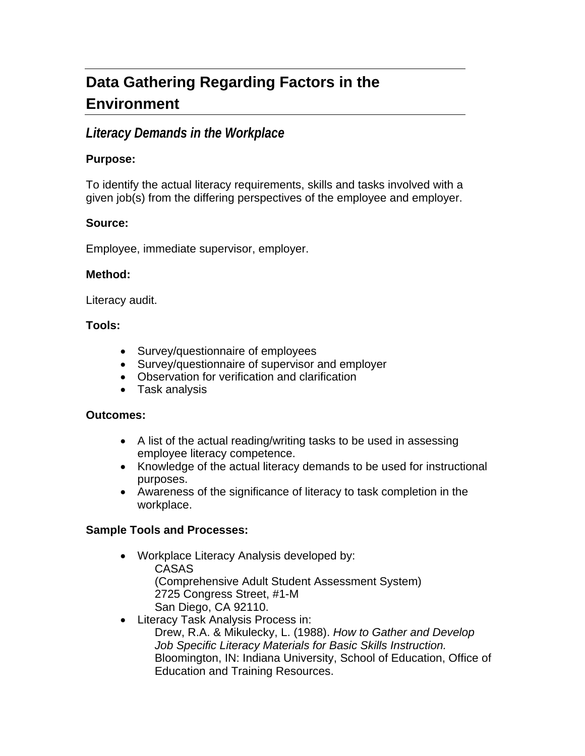# Data Gathering Regarding Factors in the Environment

## *Literacy Demands in the Workplace*

**Purpose:**

To identify the actual literacy requirements, skills and tasks involved with a given job(s) from the differing perspectives of the employee and employer.

**Source:**

Employee, immediate supervisor, employer.

**Method:**

Literacy audit.

**Tools:**

- Survey/questionnaire of employees
- Survey/questionnaire of supervisor and employer
- Observation for verification and clarification
- Task analysis

**Outcomes:**

- A list of the actual reading/writing tasks to be used in assessing employee literacy competence.
- Knowledge of the actual literacy demands to be used for instructional purposes.
- Awareness of the significance of literacy to task completion in the workplace.

**Sample Tools and Processes:**

- Workplace Literacy Analysis developed by:
  CASAS
  (Comprehensive Adult Student Assessment System)
  2725 Congress Street, #1-M
  San Diego, CA 92110.
- Literacy Task Analysis Process in:
  Drew, R.A. & Mikulecky, L. (1988). *How to Gather and Develop Job Specific Literacy Materials for Basic Skills Instruction.* Bloomington, IN: Indiana University, School of Education, Office of Education and Training Resources.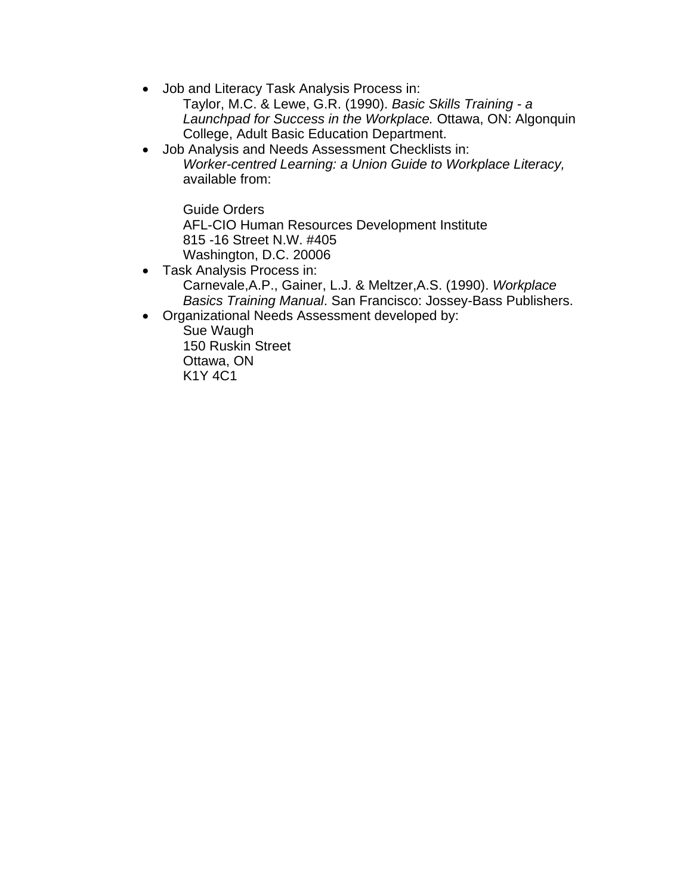- Job and Literacy Task Analysis Process in:
  Taylor, M.C. & Lewe, G.R. (1990). *Basic Skills Training - a Launchpad for Success in the Workplace.* Ottawa, ON: Algonquin College, Adult Basic Education Department.
- Job Analysis and Needs Assessment Checklists in:
  *Worker-centred Learning: a Union Guide to Workplace Literacy,* available from:

  Guide Orders
  AFL-CIO Human Resources Development Institute
  815 -16 Street N.W. #405
  Washington, D.C. 20006
- Task Analysis Process in:
  Carnevale,A.P., Gainer, L.J. & Meltzer,A.S. (1990). *Workplace Basics Training Manual*. San Francisco: Jossey-Bass Publishers.
- Organizational Needs Assessment developed by:
  Sue Waugh
  150 Ruskin Street
  Ottawa, ON
  K1Y 4C1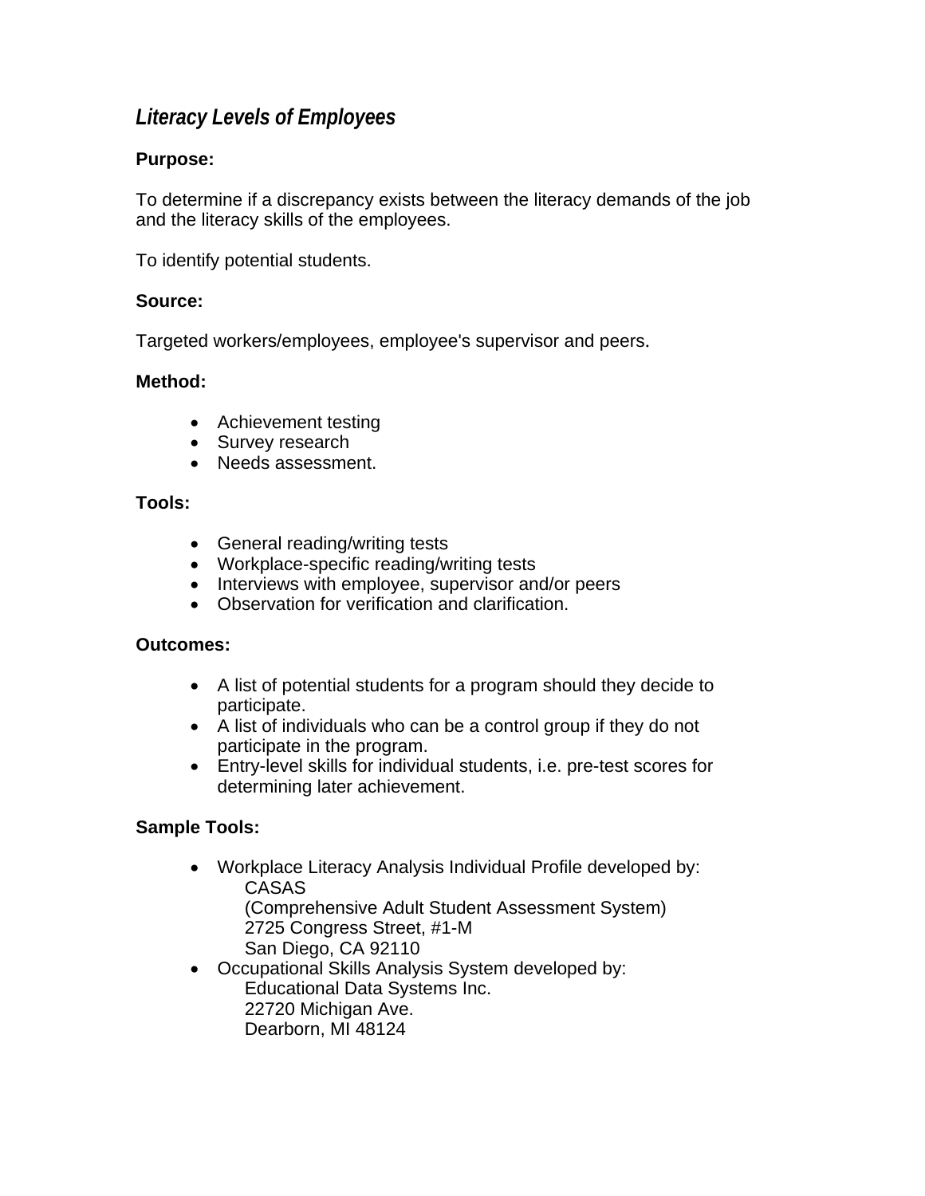## *Literacy Levels of Employees*

**Purpose:**

To determine if a discrepancy exists between the literacy demands of the job and the literacy skills of the employees.

To identify potential students.

**Source:**

Targeted workers/employees, employee's supervisor and peers.

**Method:**

- Achievement testing
- Survey research
- Needs assessment.

**Tools:**

- General reading/writing tests
- Workplace-specific reading/writing tests
- Interviews with employee, supervisor and/or peers
- Observation for verification and clarification.

**Outcomes:**

- A list of potential students for a program should they decide to participate.
- A list of individuals who can be a control group if they do not participate in the program.
- Entry-level skills for individual students, i.e. pre-test scores for determining later achievement.

**Sample Tools:**

- Workplace Literacy Analysis Individual Profile developed by:
  CASAS
  (Comprehensive Adult Student Assessment System)
  2725 Congress Street, #1-M
  San Diego, CA 92110
- Occupational Skills Analysis System developed by:
  Educational Data Systems Inc.
  22720 Michigan Ave.
  Dearborn, MI 48124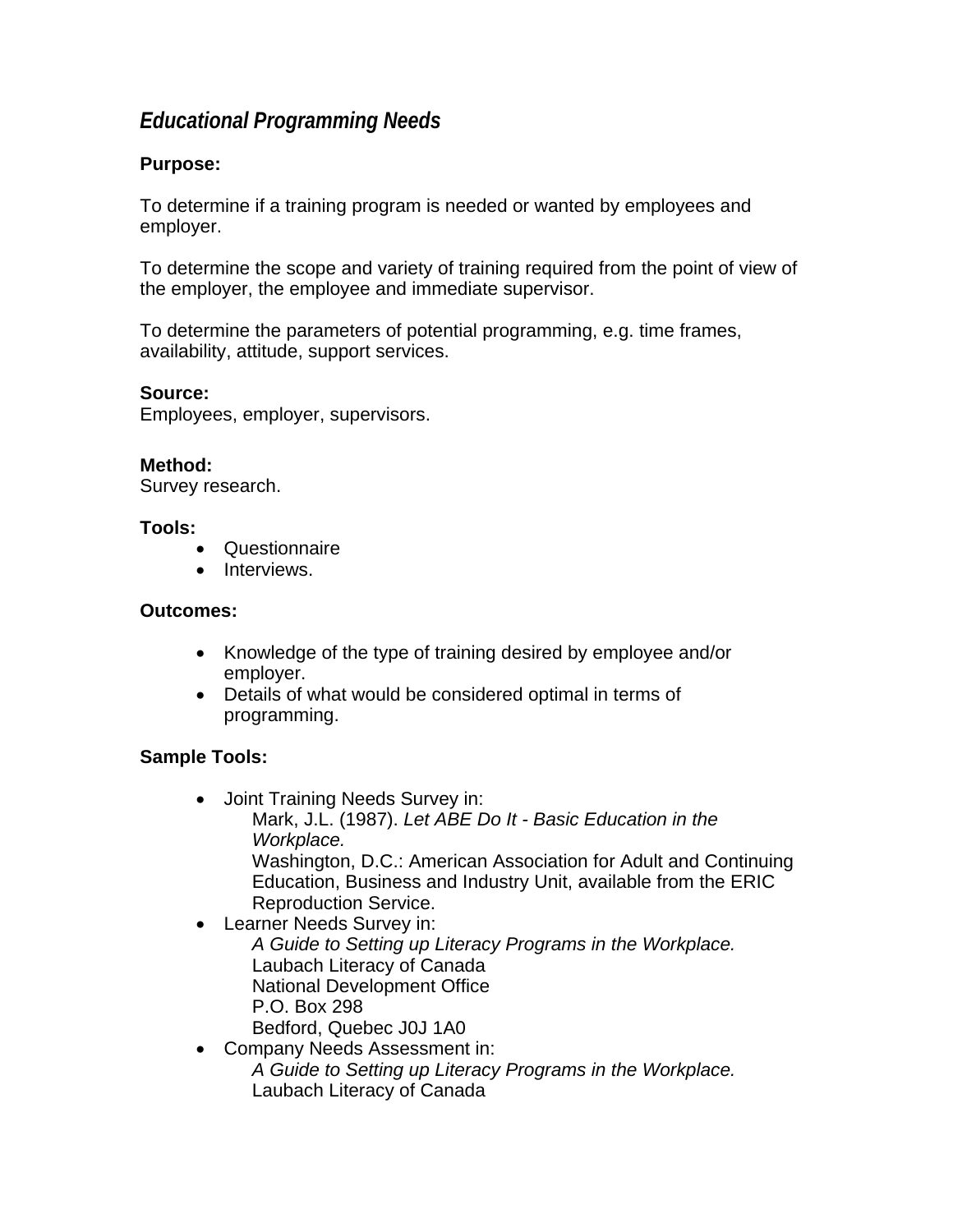## *Educational Programming Needs*

**Purpose:**

To determine if a training program is needed or wanted by employees and employer.

To determine the scope and variety of training required from the point of view of the employer, the employee and immediate supervisor.

To determine the parameters of potential programming, e.g. time frames, availability, attitude, support services.

**Source:**
Employees, employer, supervisors.

**Method:**
Survey research.

**Tools:**

- Questionnaire
- Interviews.

**Outcomes:**

- Knowledge of the type of training desired by employee and/or employer.
- Details of what would be considered optimal in terms of programming.

**Sample Tools:**

- Joint Training Needs Survey in:
  Mark, J.L. (1987). *Let ABE Do It - Basic Education in the Workplace.*
  Washington, D.C.: American Association for Adult and Continuing Education, Business and Industry Unit, available from the ERIC Reproduction Service.
- Learner Needs Survey in:
  *A Guide to Setting up Literacy Programs in the Workplace.*
  Laubach Literacy of Canada
  National Development Office
  P.O. Box 298
  Bedford, Quebec J0J 1A0
- Company Needs Assessment in:
  *A Guide to Setting up Literacy Programs in the Workplace.*
  Laubach Literacy of Canada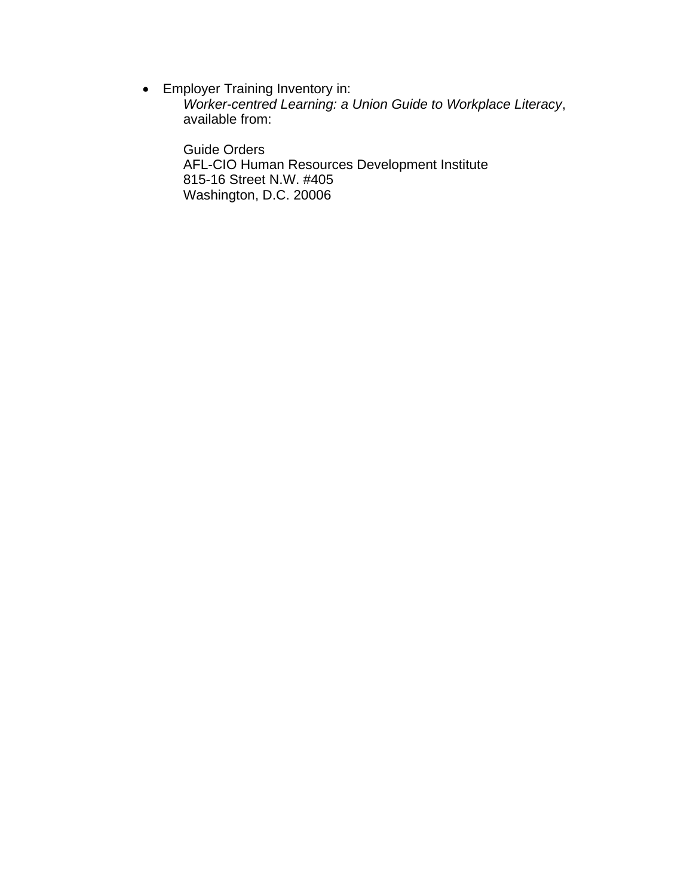- Employer Training Inventory in:
  *Worker-centred Learning: a Union Guide to Workplace Literacy*, available from:

  Guide Orders
  AFL-CIO Human Resources Development Institute
  815-16 Street N.W. #405
  Washington, D.C. 20006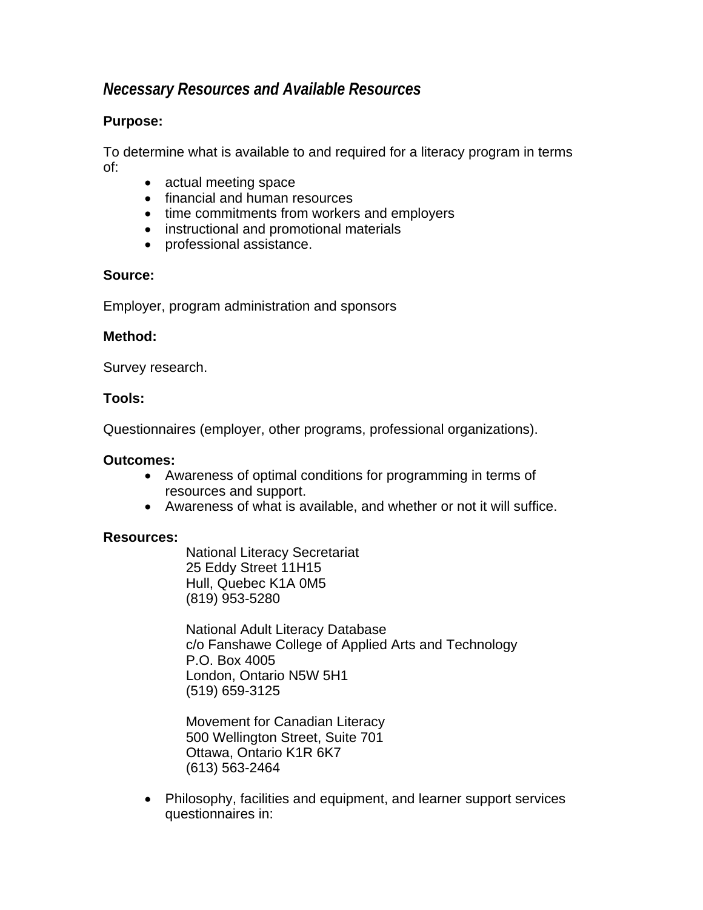## *Necessary Resources and Available Resources*

**Purpose:**

To determine what is available to and required for a literacy program in terms of:

- actual meeting space
- financial and human resources
- time commitments from workers and employers
- instructional and promotional materials
- professional assistance.

**Source:**

Employer, program administration and sponsors

**Method:**

Survey research.

**Tools:**

Questionnaires (employer, other programs, professional organizations).

**Outcomes:**

- Awareness of optimal conditions for programming in terms of resources and support.
- Awareness of what is available, and whether or not it will suffice.

**Resources:**

National Literacy Secretariat
25 Eddy Street 11H15
Hull, Quebec K1A 0M5
(819) 953-5280

National Adult Literacy Database
c/o Fanshawe College of Applied Arts and Technology
P.O. Box 4005
London, Ontario N5W 5H1
(519) 659-3125

Movement for Canadian Literacy
500 Wellington Street, Suite 701
Ottawa, Ontario K1R 6K7
(613) 563-2464

- Philosophy, facilities and equipment, and learner support services questionnaires in: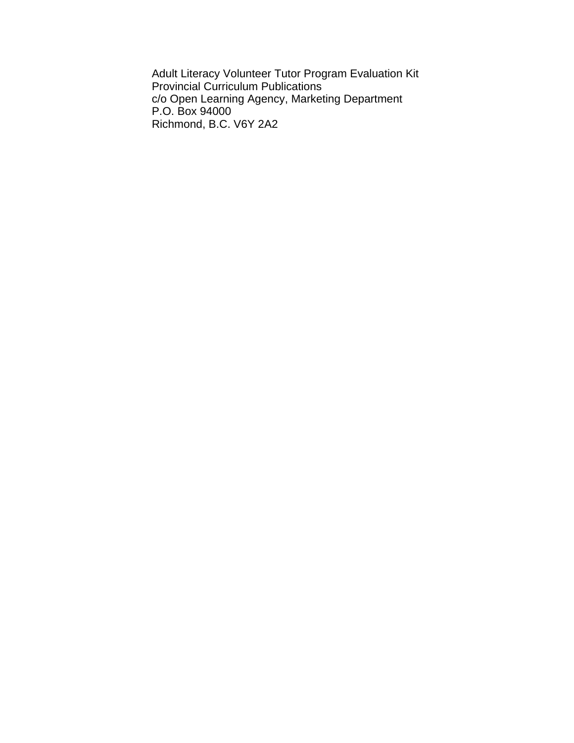Adult Literacy Volunteer Tutor Program Evaluation Kit
Provincial Curriculum Publications
c/o Open Learning Agency, Marketing Department
P.O. Box 94000
Richmond, B.C. V6Y 2A2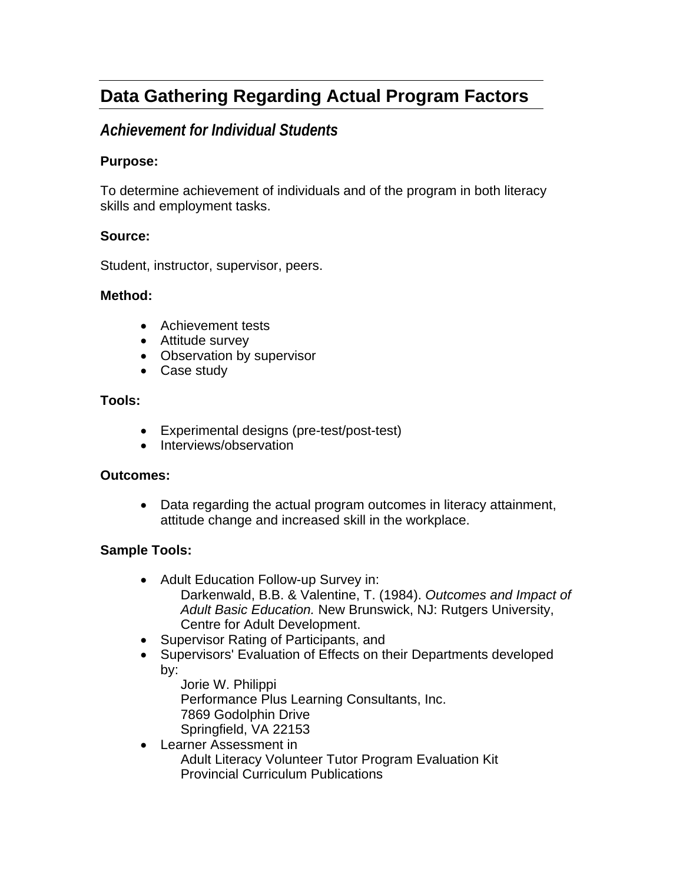## Data Gathering Regarding Actual Program Factors

### *Achievement for Individual Students*

**Purpose:**

To determine achievement of individuals and of the program in both literacy skills and employment tasks.

**Source:**

Student, instructor, supervisor, peers.

**Method:**

- Achievement tests
- Attitude survey
- Observation by supervisor
- Case study

**Tools:**

- Experimental designs (pre-test/post-test)
- Interviews/observation

**Outcomes:**

- Data regarding the actual program outcomes in literacy attainment, attitude change and increased skill in the workplace.

**Sample Tools:**

- Adult Education Follow-up Survey in:
  Darkenwald, B.B. & Valentine, T. (1984). *Outcomes and Impact of Adult Basic Education.* New Brunswick, NJ: Rutgers University, Centre for Adult Development.
- Supervisor Rating of Participants, and
- Supervisors' Evaluation of Effects on their Departments developed by:
  Jorie W. Philippi
  Performance Plus Learning Consultants, Inc.
  7869 Godolphin Drive
  Springfield, VA 22153
- Learner Assessment in
  Adult Literacy Volunteer Tutor Program Evaluation Kit
  Provincial Curriculum Publications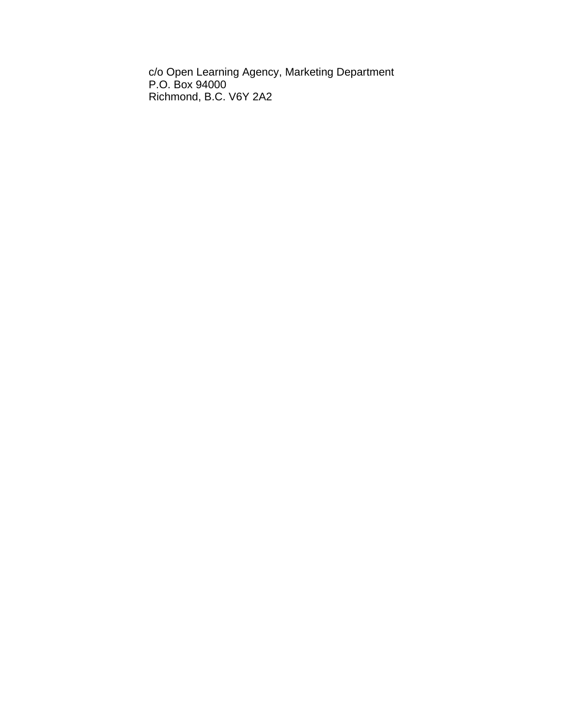c/o Open Learning Agency, Marketing Department
P.O. Box 94000
Richmond, B.C. V6Y 2A2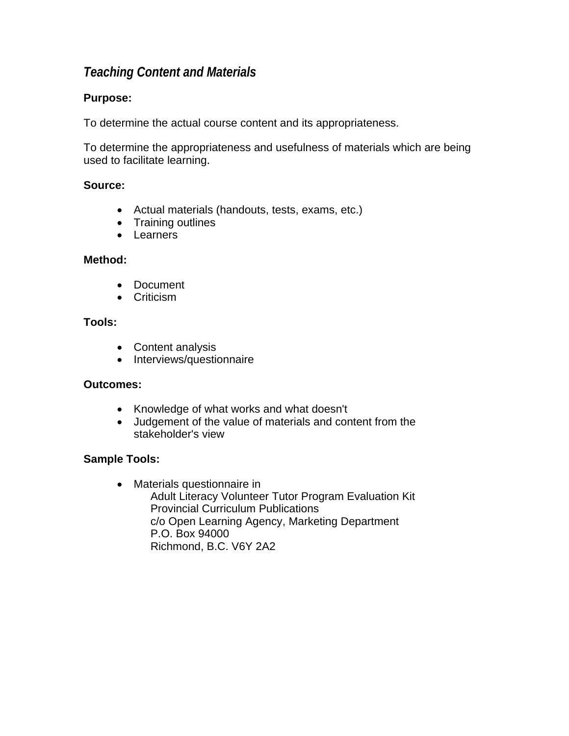## *Teaching Content and Materials*

**Purpose:**

To determine the actual course content and its appropriateness.

To determine the appropriateness and usefulness of materials which are being used to facilitate learning.

**Source:**

- Actual materials (handouts, tests, exams, etc.)
- Training outlines
- Learners

**Method:**

- Document
- Criticism

**Tools:**

- Content analysis
- Interviews/questionnaire

**Outcomes:**

- Knowledge of what works and what doesn't
- Judgement of the value of materials and content from the stakeholder's view

**Sample Tools:**

- Materials questionnaire in
  Adult Literacy Volunteer Tutor Program Evaluation Kit
  Provincial Curriculum Publications
  c/o Open Learning Agency, Marketing Department
  P.O. Box 94000
  Richmond, B.C. V6Y 2A2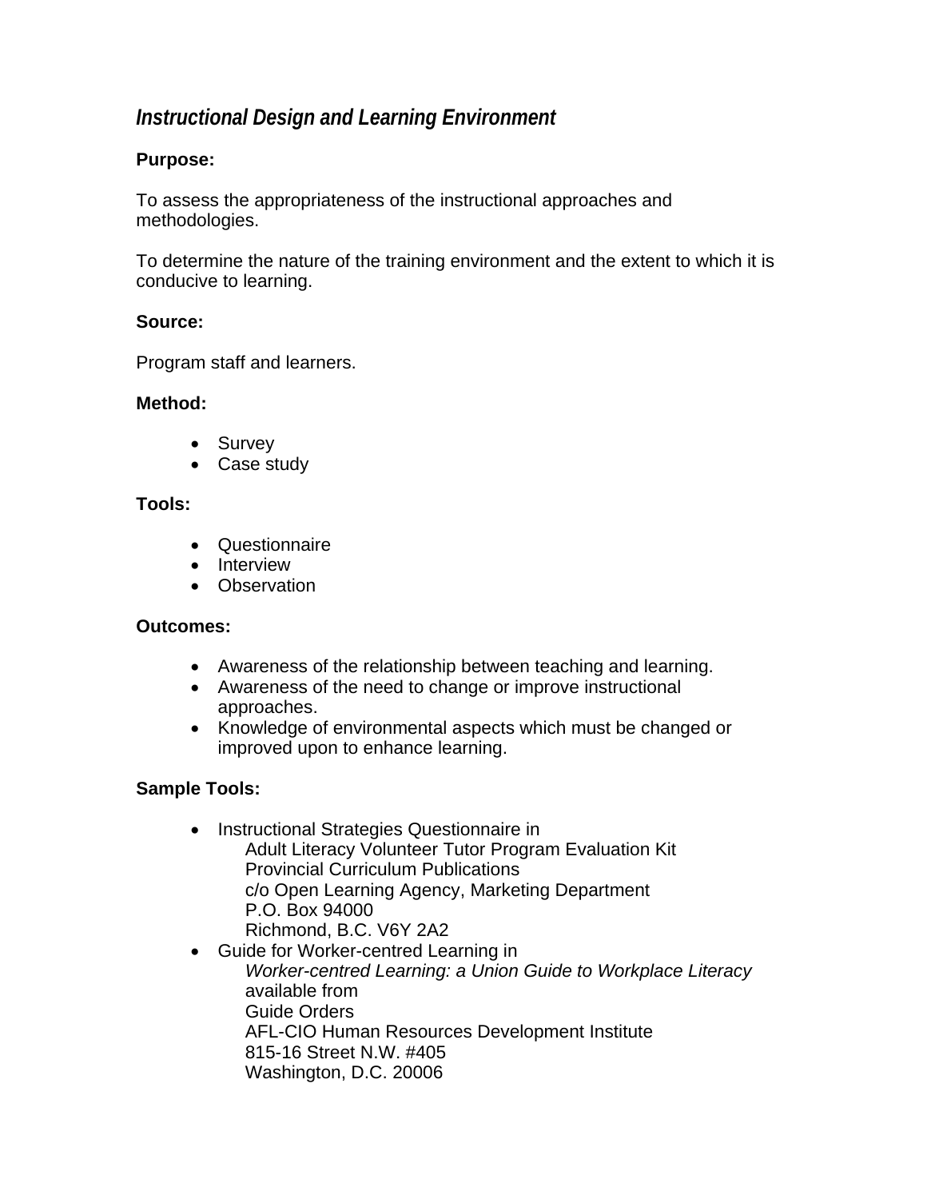## *Instructional Design and Learning Environment*

**Purpose:**

To assess the appropriateness of the instructional approaches and methodologies.

To determine the nature of the training environment and the extent to which it is conducive to learning.

**Source:**

Program staff and learners.

**Method:**

- Survey
- Case study

**Tools:**

- Questionnaire
- Interview
- Observation

**Outcomes:**

- Awareness of the relationship between teaching and learning.
- Awareness of the need to change or improve instructional approaches.
- Knowledge of environmental aspects which must be changed or improved upon to enhance learning.

**Sample Tools:**

- Instructional Strategies Questionnaire in
  Adult Literacy Volunteer Tutor Program Evaluation Kit
  Provincial Curriculum Publications
  c/o Open Learning Agency, Marketing Department
  P.O. Box 94000
  Richmond, B.C. V6Y 2A2
- Guide for Worker-centred Learning in
  *Worker-centred Learning: a Union Guide to Workplace Literacy*
  available from
  Guide Orders
  AFL-CIO Human Resources Development Institute
  815-16 Street N.W. #405
  Washington, D.C. 20006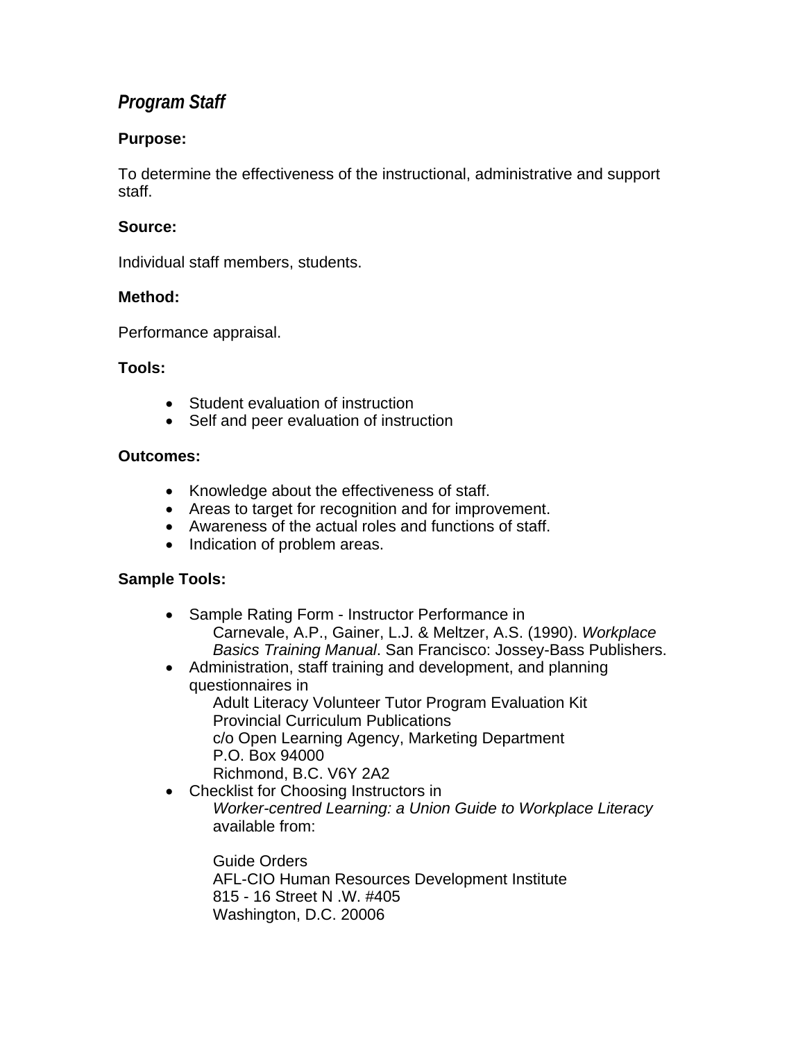## *Program Staff*

**Purpose:**

To determine the effectiveness of the instructional, administrative and support staff.

**Source:**

Individual staff members, students.

**Method:**

Performance appraisal.

**Tools:**

- Student evaluation of instruction
- Self and peer evaluation of instruction

**Outcomes:**

- Knowledge about the effectiveness of staff.
- Areas to target for recognition and for improvement.
- Awareness of the actual roles and functions of staff.
- Indication of problem areas.

**Sample Tools:**

- Sample Rating Form - Instructor Performance in
  Carnevale, A.P., Gainer, L.J. & Meltzer, A.S. (1990). *Workplace Basics Training Manual*. San Francisco: Jossey-Bass Publishers.
- Administration, staff training and development, and planning questionnaires in
  Adult Literacy Volunteer Tutor Program Evaluation Kit
  Provincial Curriculum Publications
  c/o Open Learning Agency, Marketing Department
  P.O. Box 94000
  Richmond, B.C. V6Y 2A2
- Checklist for Choosing Instructors in
  *Worker-centred Learning: a Union Guide to Workplace Literacy* available from:

  Guide Orders
  AFL-CIO Human Resources Development Institute
  815 - 16 Street N .W. #405
  Washington, D.C. 20006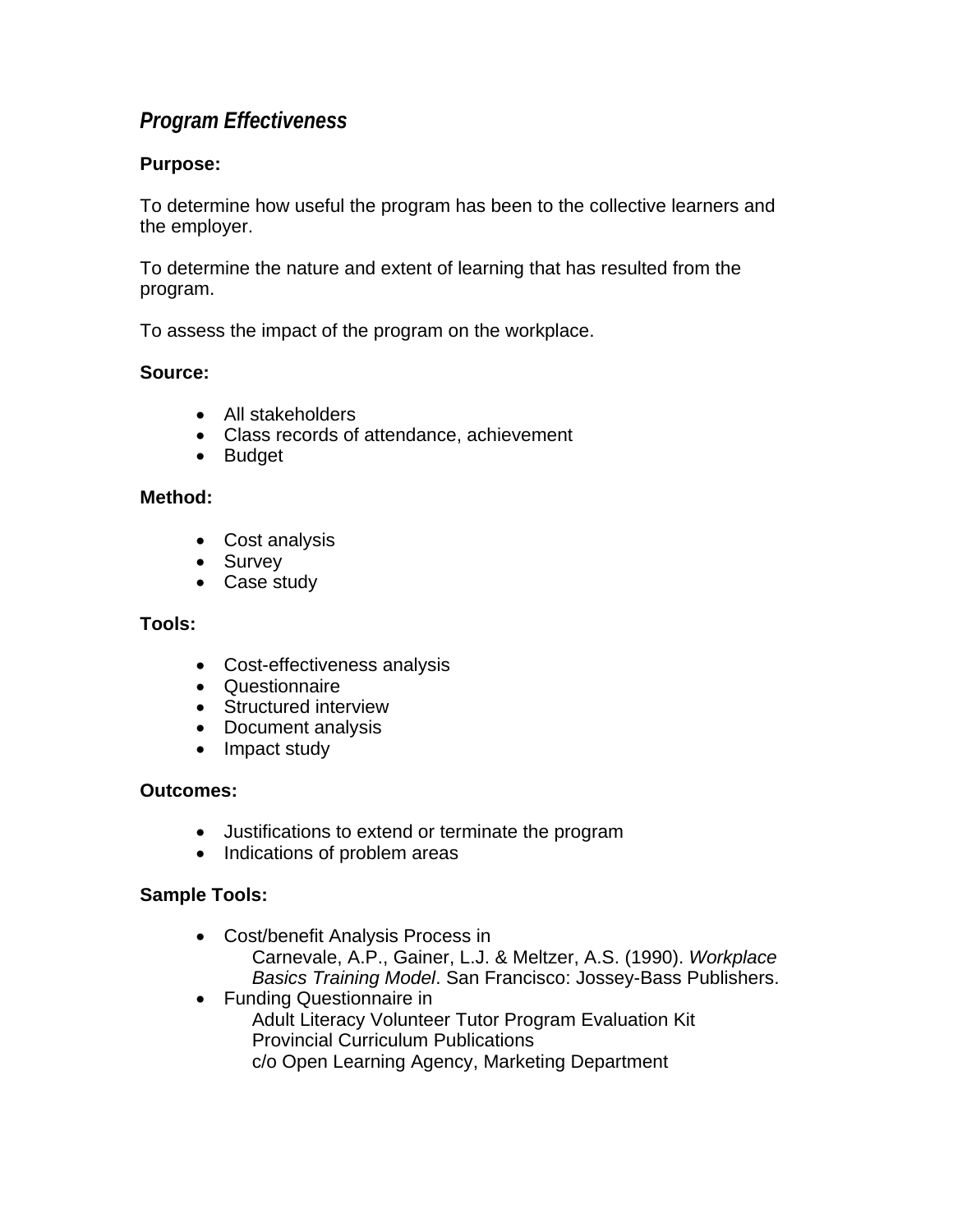## *Program Effectiveness*

**Purpose:**

To determine how useful the program has been to the collective learners and the employer.

To determine the nature and extent of learning that has resulted from the program.

To assess the impact of the program on the workplace.

**Source:**

- All stakeholders
- Class records of attendance, achievement
- Budget

**Method:**

- Cost analysis
- Survey
- Case study

**Tools:**

- Cost-effectiveness analysis
- Questionnaire
- Structured interview
- Document analysis
- Impact study

**Outcomes:**

- Justifications to extend or terminate the program
- Indications of problem areas

**Sample Tools:**

- Cost/benefit Analysis Process in
  Carnevale, A.P., Gainer, L.J. & Meltzer, A.S. (1990). *Workplace Basics Training Model*. San Francisco: Jossey-Bass Publishers.
- Funding Questionnaire in
  Adult Literacy Volunteer Tutor Program Evaluation Kit
  Provincial Curriculum Publications
  c/o Open Learning Agency, Marketing Department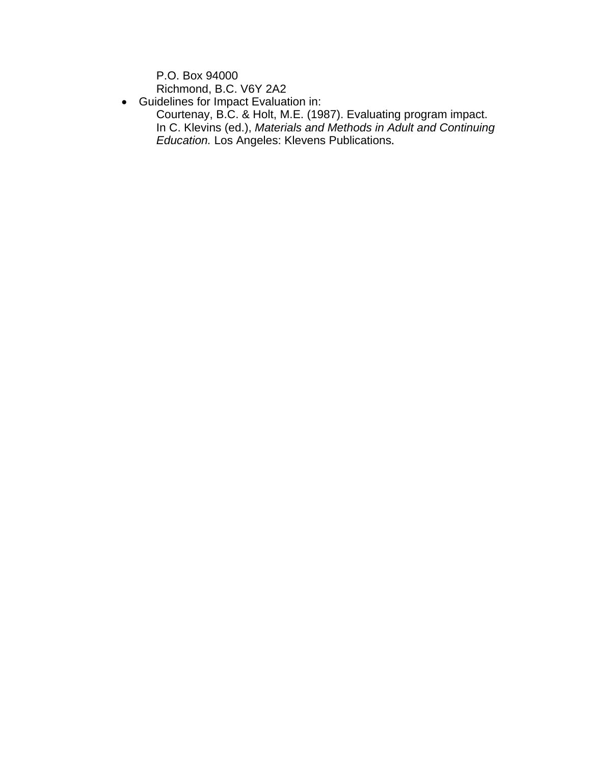P.O. Box 94000
Richmond, B.C. V6Y 2A2

- Guidelines for Impact Evaluation in:
  Courtenay, B.C. & Holt, M.E. (1987). Evaluating program impact. In C. Klevins (ed.), *Materials and Methods in Adult and Continuing Education.* Los Angeles: Klevens Publications.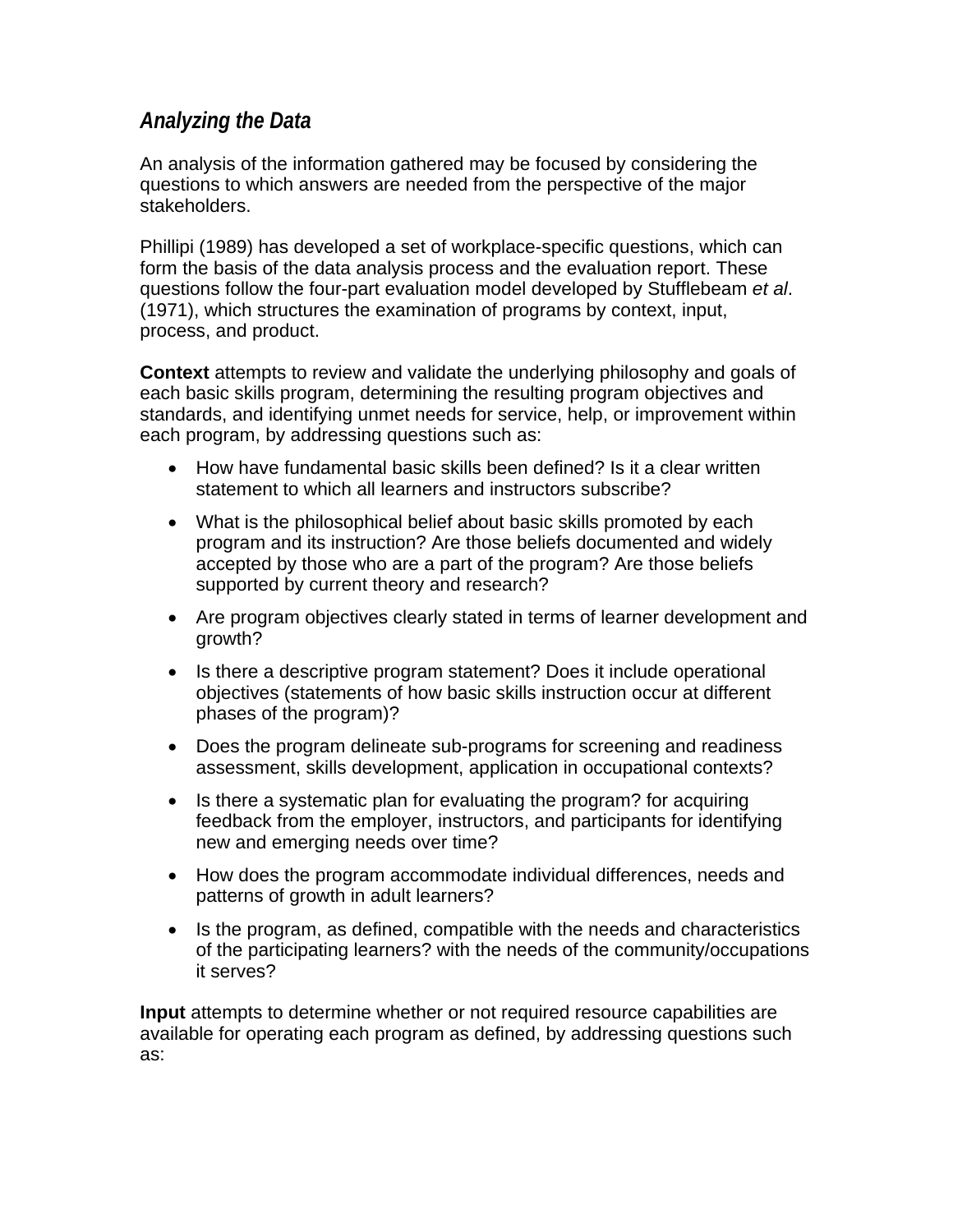### *Analyzing the Data*

An analysis of the information gathered may be focused by considering the questions to which answers are needed from the perspective of the major stakeholders.

Phillipi (1989) has developed a set of workplace-specific questions, which can form the basis of the data analysis process and the evaluation report. These questions follow the four-part evaluation model developed by Stufflebeam *et al*. (1971), which structures the examination of programs by context, input, process, and product.

**Context** attempts to review and validate the underlying philosophy and goals of each basic skills program, determining the resulting program objectives and standards, and identifying unmet needs for service, help, or improvement within each program, by addressing questions such as:

- How have fundamental basic skills been defined? Is it a clear written statement to which all learners and instructors subscribe?
- What is the philosophical belief about basic skills promoted by each program and its instruction? Are those beliefs documented and widely accepted by those who are a part of the program? Are those beliefs supported by current theory and research?
- Are program objectives clearly stated in terms of learner development and growth?
- Is there a descriptive program statement? Does it include operational objectives (statements of how basic skills instruction occur at different phases of the program)?
- Does the program delineate sub-programs for screening and readiness assessment, skills development, application in occupational contexts?
- Is there a systematic plan for evaluating the program? for acquiring feedback from the employer, instructors, and participants for identifying new and emerging needs over time?
- How does the program accommodate individual differences, needs and patterns of growth in adult learners?
- Is the program, as defined, compatible with the needs and characteristics of the participating learners? with the needs of the community/occupations it serves?

**Input** attempts to determine whether or not required resource capabilities are available for operating each program as defined, by addressing questions such as: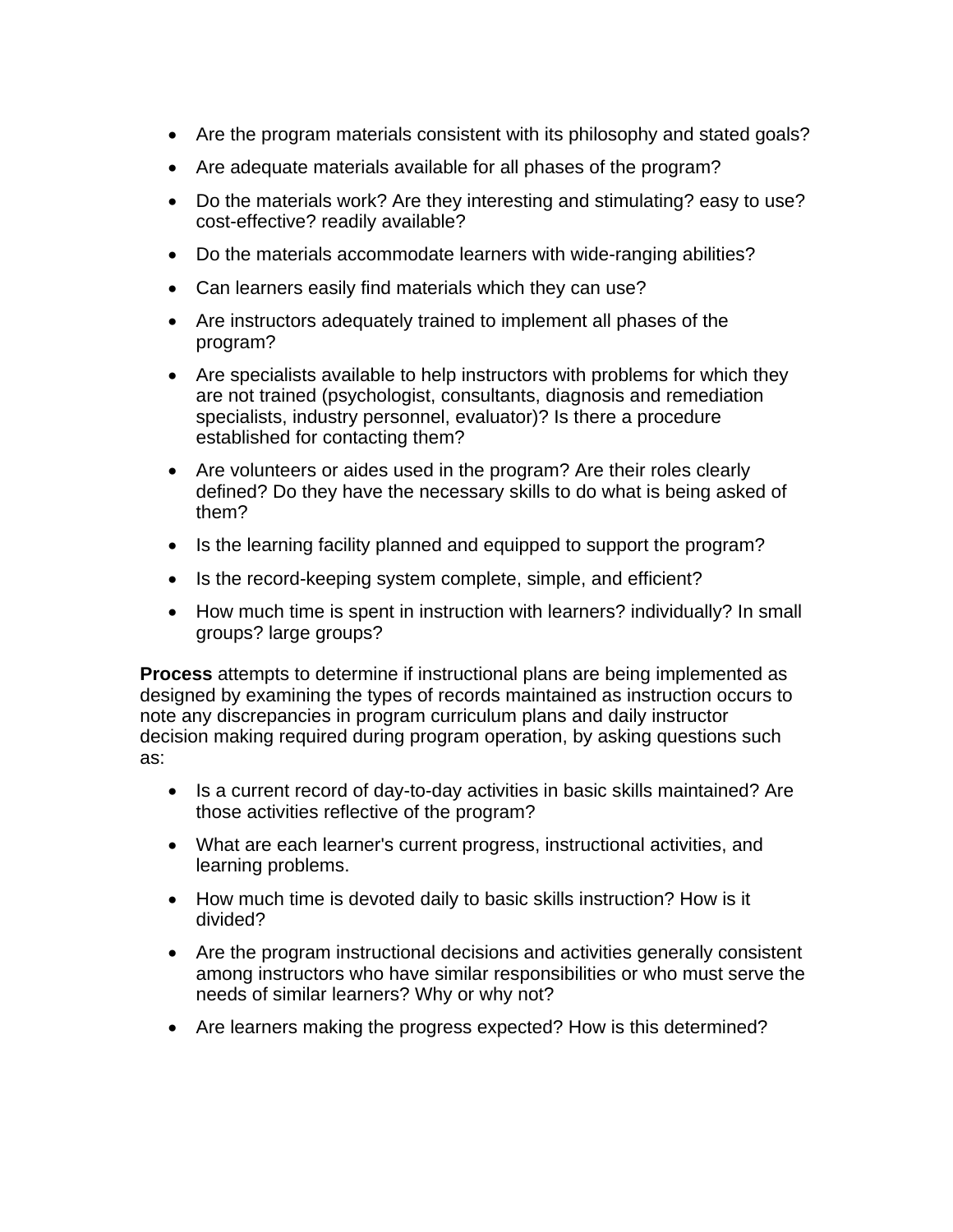- Are the program materials consistent with its philosophy and stated goals?
- Are adequate materials available for all phases of the program?
- Do the materials work? Are they interesting and stimulating? easy to use? cost-effective? readily available?
- Do the materials accommodate learners with wide-ranging abilities?
- Can learners easily find materials which they can use?
- Are instructors adequately trained to implement all phases of the program?
- Are specialists available to help instructors with problems for which they are not trained (psychologist, consultants, diagnosis and remediation specialists, industry personnel, evaluator)? Is there a procedure established for contacting them?
- Are volunteers or aides used in the program? Are their roles clearly defined? Do they have the necessary skills to do what is being asked of them?
- Is the learning facility planned and equipped to support the program?
- Is the record-keeping system complete, simple, and efficient?
- How much time is spent in instruction with learners? individually? In small groups? large groups?

**Process** attempts to determine if instructional plans are being implemented as designed by examining the types of records maintained as instruction occurs to note any discrepancies in program curriculum plans and daily instructor decision making required during program operation, by asking questions such as:

- Is a current record of day-to-day activities in basic skills maintained? Are those activities reflective of the program?
- What are each learner's current progress, instructional activities, and learning problems.
- How much time is devoted daily to basic skills instruction? How is it divided?
- Are the program instructional decisions and activities generally consistent among instructors who have similar responsibilities or who must serve the needs of similar learners? Why or why not?
- Are learners making the progress expected? How is this determined?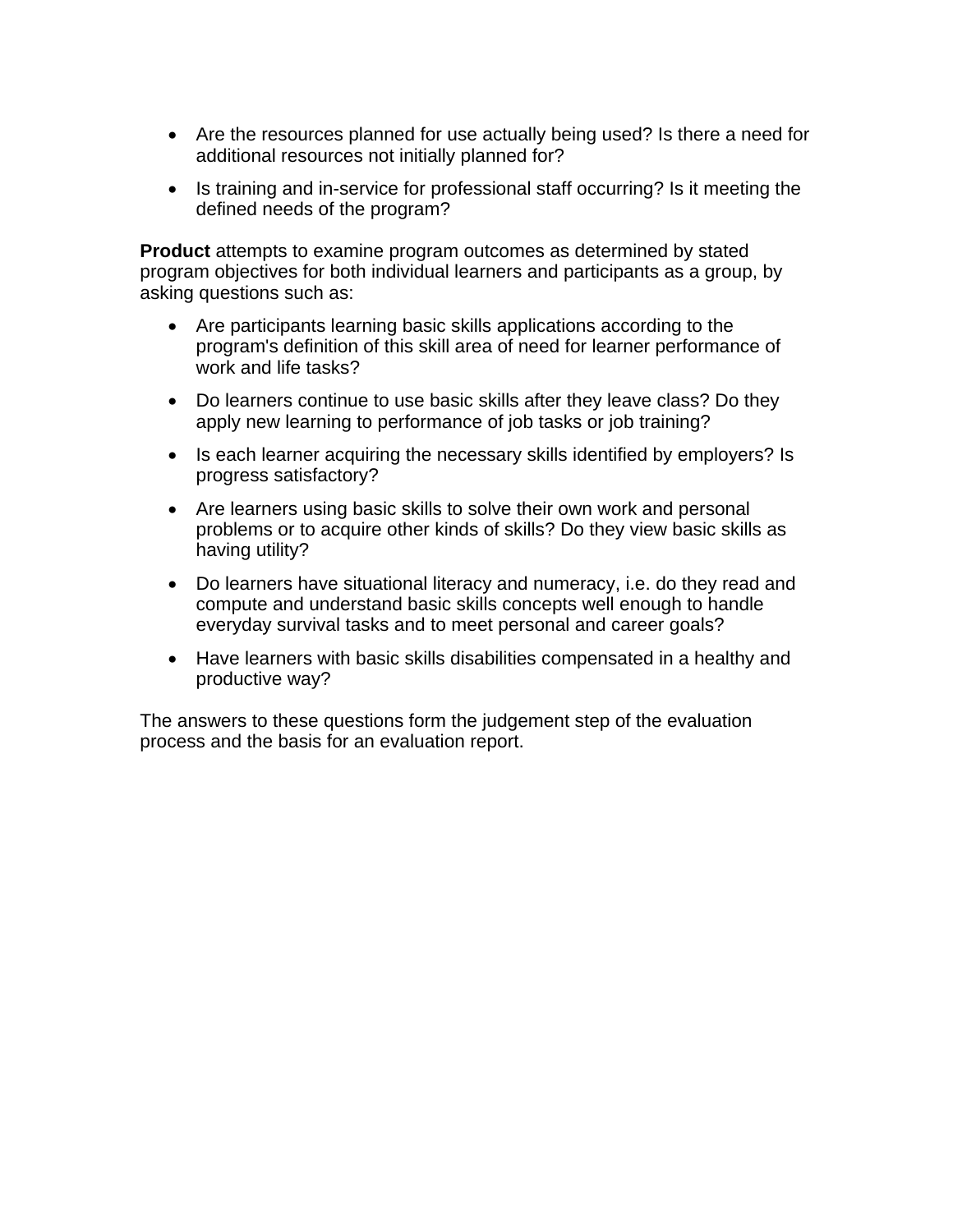- Are the resources planned for use actually being used? Is there a need for additional resources not initially planned for?
- Is training and in-service for professional staff occurring? Is it meeting the defined needs of the program?

**Product** attempts to examine program outcomes as determined by stated program objectives for both individual learners and participants as a group, by asking questions such as:

- Are participants learning basic skills applications according to the program's definition of this skill area of need for learner performance of work and life tasks?
- Do learners continue to use basic skills after they leave class? Do they apply new learning to performance of job tasks or job training?
- Is each learner acquiring the necessary skills identified by employers? Is progress satisfactory?
- Are learners using basic skills to solve their own work and personal problems or to acquire other kinds of skills? Do they view basic skills as having utility?
- Do learners have situational literacy and numeracy, i.e. do they read and compute and understand basic skills concepts well enough to handle everyday survival tasks and to meet personal and career goals?
- Have learners with basic skills disabilities compensated in a healthy and productive way?

The answers to these questions form the judgement step of the evaluation process and the basis for an evaluation report.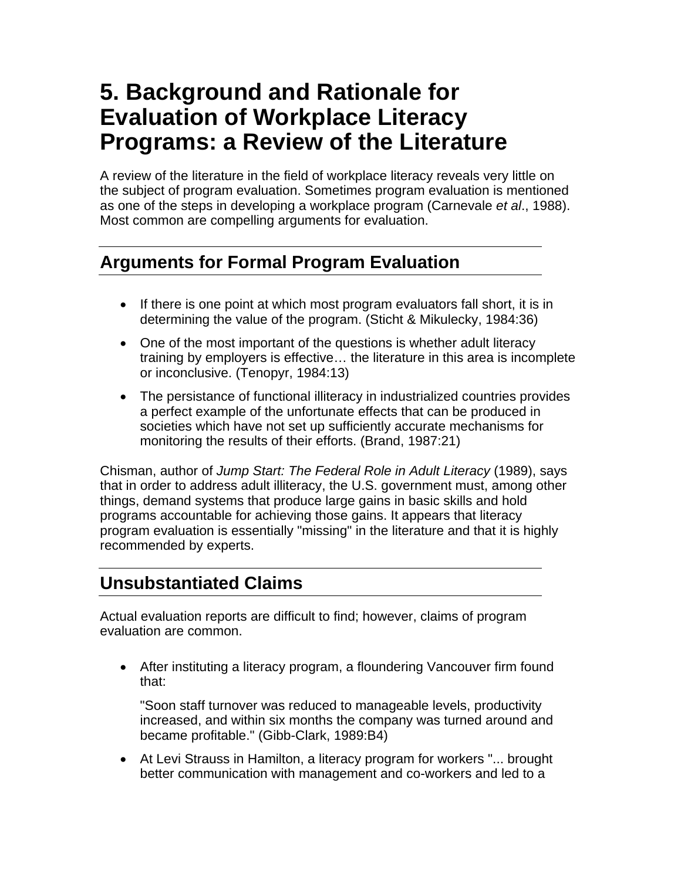# 5. Background and Rationale for Evaluation of Workplace Literacy Programs: a Review of the Literature

A review of the literature in the field of workplace literacy reveals very little on the subject of program evaluation. Sometimes program evaluation is mentioned as one of the steps in developing a workplace program (Carnevale *et al*., 1988). Most common are compelling arguments for evaluation.

## Arguments for Formal Program Evaluation

- If there is one point at which most program evaluators fall short, it is in determining the value of the program. (Sticht & Mikulecky, 1984:36)
- One of the most important of the questions is whether adult literacy training by employers is effective… the literature in this area is incomplete or inconclusive. (Tenopyr, 1984:13)
- The persistance of functional illiteracy in industrialized countries provides a perfect example of the unfortunate effects that can be produced in societies which have not set up sufficiently accurate mechanisms for monitoring the results of their efforts. (Brand, 1987:21)

Chisman, author of *Jump Start: The Federal Role in Adult Literacy* (1989), says that in order to address adult illiteracy, the U.S. government must, among other things, demand systems that produce large gains in basic skills and hold programs accountable for achieving those gains. It appears that literacy program evaluation is essentially "missing" in the literature and that it is highly recommended by experts.

## Unsubstantiated Claims

Actual evaluation reports are difficult to find; however, claims of program evaluation are common.

- After instituting a literacy program, a floundering Vancouver firm found that:

  "Soon staff turnover was reduced to manageable levels, productivity increased, and within six months the company was turned around and became profitable." (Gibb-Clark, 1989:B4)

- At Levi Strauss in Hamilton, a literacy program for workers "... brought better communication with management and co-workers and led to a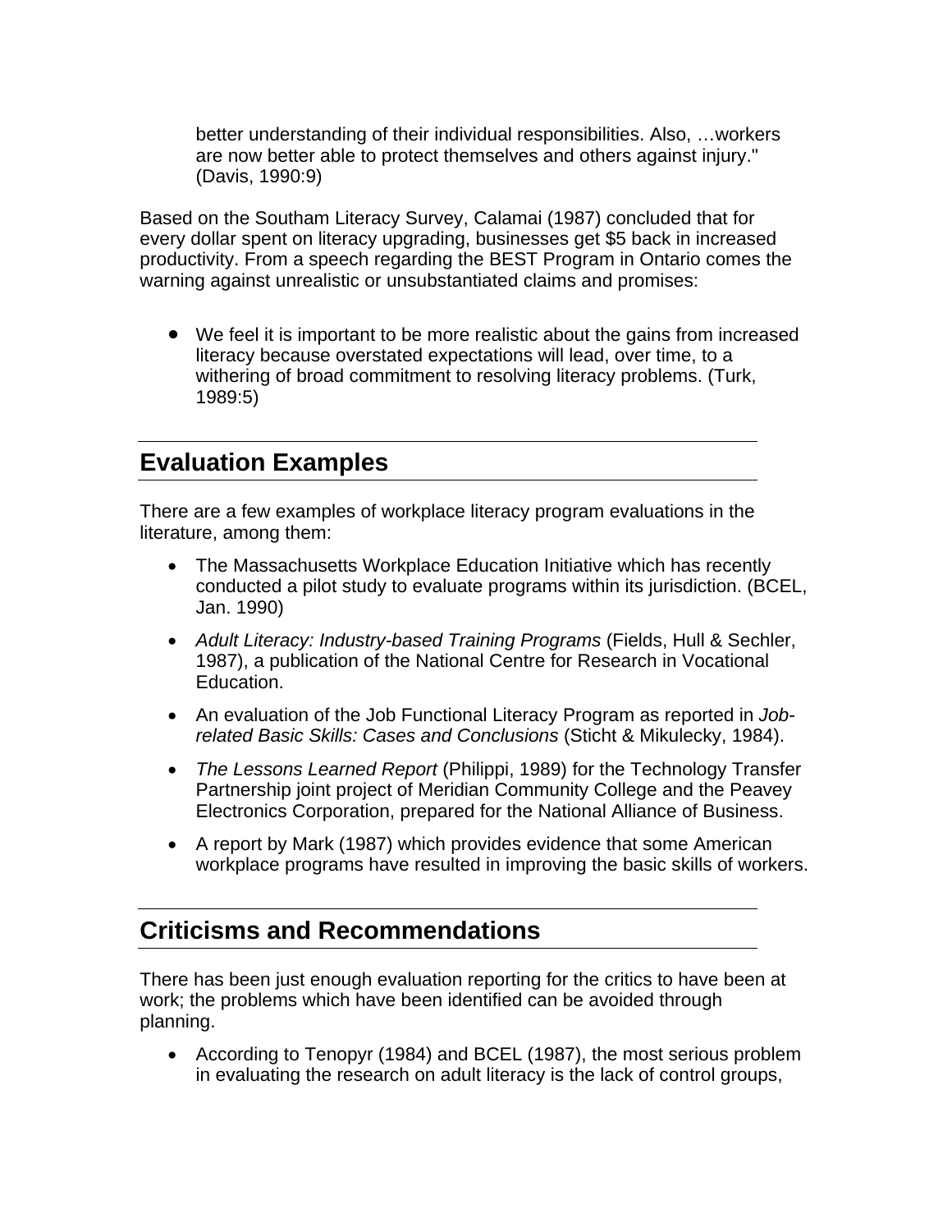better understanding of their individual responsibilities. Also, …workers are now better able to protect themselves and others against injury." (Davis, 1990:9)

Based on the Southam Literacy Survey, Calamai (1987) concluded that for every dollar spent on literacy upgrading, businesses get $5 back in increased productivity. From a speech regarding the BEST Program in Ontario comes the warning against unrealistic or unsubstantiated claims and promises:

- We feel it is important to be more realistic about the gains from increased literacy because overstated expectations will lead, over time, to a withering of broad commitment to resolving literacy problems. (Turk, 1989:5)

## Evaluation Examples

There are a few examples of workplace literacy program evaluations in the literature, among them:

- The Massachusetts Workplace Education Initiative which has recently conducted a pilot study to evaluate programs within its jurisdiction. (BCEL, Jan. 1990)
- *Adult Literacy: Industry-based Training Programs* (Fields, Hull & Sechler, 1987), a publication of the National Centre for Research in Vocational Education.
- An evaluation of the Job Functional Literacy Program as reported in *Job-related Basic Skills: Cases and Conclusions* (Sticht & Mikulecky, 1984).
- *The Lessons Learned Report* (Philippi, 1989) for the Technology Transfer Partnership joint project of Meridian Community College and the Peavey Electronics Corporation, prepared for the National Alliance of Business.
- A report by Mark (1987) which provides evidence that some American workplace programs have resulted in improving the basic skills of workers.

## Criticisms and Recommendations

There has been just enough evaluation reporting for the critics to have been at work; the problems which have been identified can be avoided through planning.

- According to Tenopyr (1984) and BCEL (1987), the most serious problem in evaluating the research on adult literacy is the lack of control groups,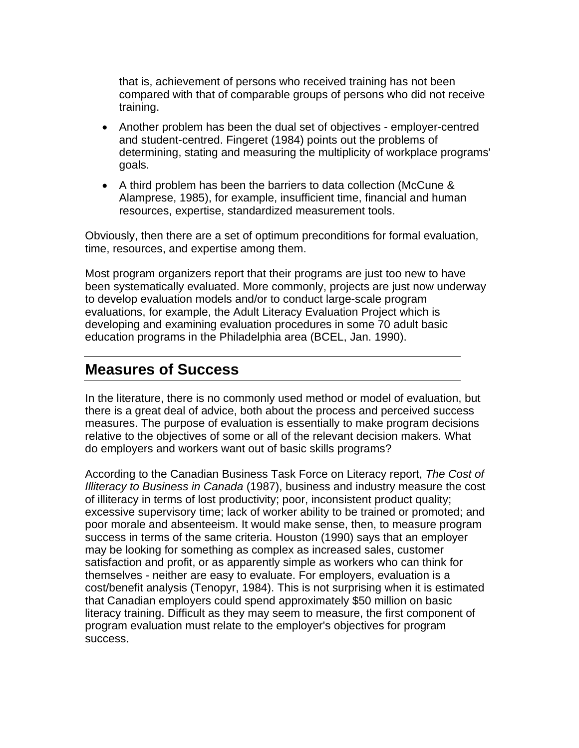that is, achievement of persons who received training has not been compared with that of comparable groups of persons who did not receive training.

- Another problem has been the dual set of objectives - employer-centred and student-centred. Fingeret (1984) points out the problems of determining, stating and measuring the multiplicity of workplace programs' goals.
- A third problem has been the barriers to data collection (McCune & Alamprese, 1985), for example, insufficient time, financial and human resources, expertise, standardized measurement tools.

Obviously, then there are a set of optimum preconditions for formal evaluation, time, resources, and expertise among them.

Most program organizers report that their programs are just too new to have been systematically evaluated. More commonly, projects are just now underway to develop evaluation models and/or to conduct large-scale program evaluations, for example, the Adult Literacy Evaluation Project which is developing and examining evaluation procedures in some 70 adult basic education programs in the Philadelphia area (BCEL, Jan. 1990).

## Measures of Success

In the literature, there is no commonly used method or model of evaluation, but there is a great deal of advice, both about the process and perceived success measures. The purpose of evaluation is essentially to make program decisions relative to the objectives of some or all of the relevant decision makers. What do employers and workers want out of basic skills programs?

According to the Canadian Business Task Force on Literacy report, *The Cost of Illiteracy to Business in Canada* (1987), business and industry measure the cost of illiteracy in terms of lost productivity; poor, inconsistent product quality; excessive supervisory time; lack of worker ability to be trained or promoted; and poor morale and absenteeism. It would make sense, then, to measure program success in terms of the same criteria. Houston (1990) says that an employer may be looking for something as complex as increased sales, customer satisfaction and profit, or as apparently simple as workers who can think for themselves - neither are easy to evaluate. For employers, evaluation is a cost/benefit analysis (Tenopyr, 1984). This is not surprising when it is estimated that Canadian employers could spend approximately $50 million on basic literacy training. Difficult as they may seem to measure, the first component of program evaluation must relate to the employer's objectives for program success.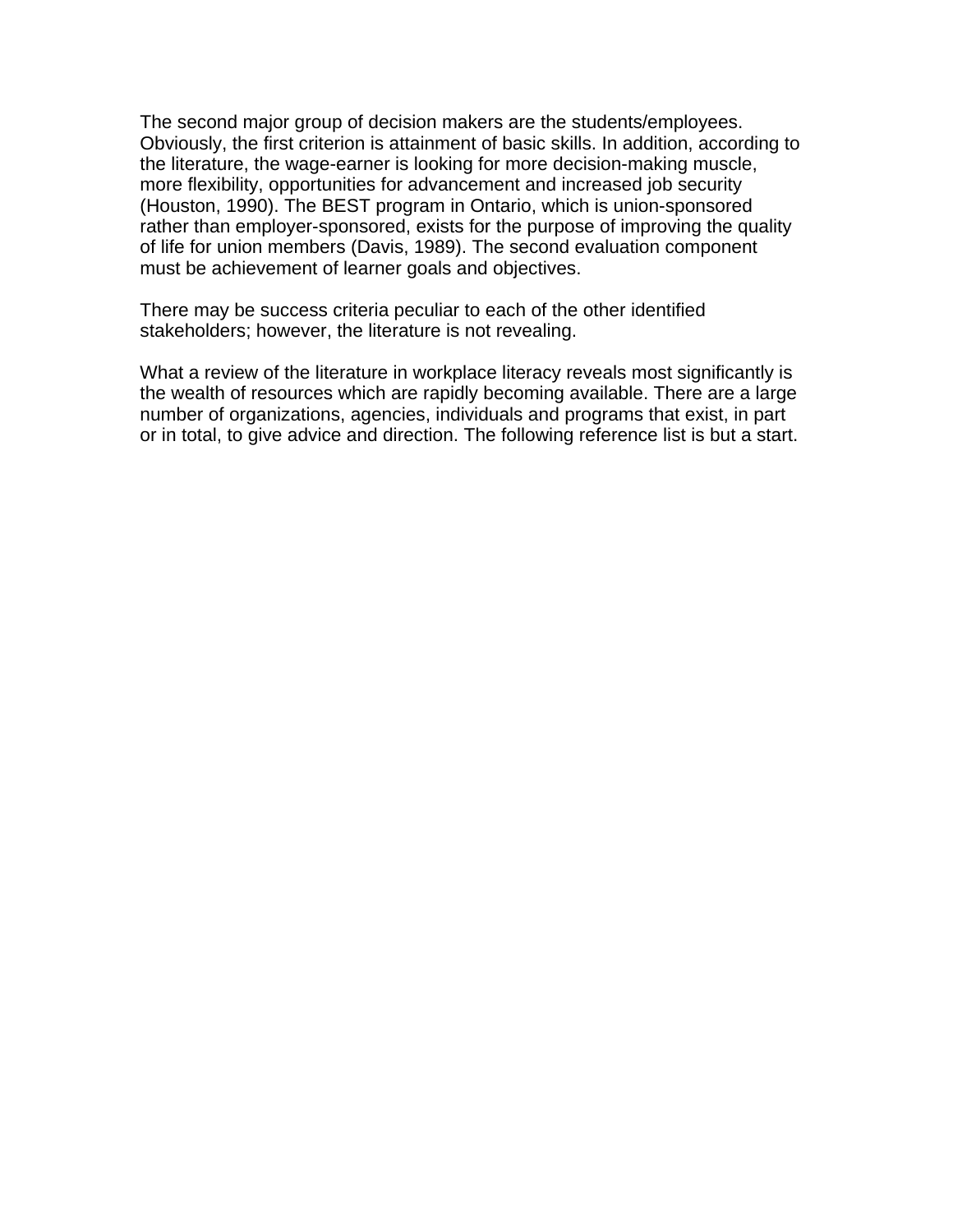The second major group of decision makers are the students/employees. Obviously, the first criterion is attainment of basic skills. In addition, according to the literature, the wage-earner is looking for more decision-making muscle, more flexibility, opportunities for advancement and increased job security (Houston, 1990). The BEST program in Ontario, which is union-sponsored rather than employer-sponsored, exists for the purpose of improving the quality of life for union members (Davis, 1989). The second evaluation component must be achievement of learner goals and objectives.

There may be success criteria peculiar to each of the other identified stakeholders; however, the literature is not revealing.

What a review of the literature in workplace literacy reveals most significantly is the wealth of resources which are rapidly becoming available. There are a large number of organizations, agencies, individuals and programs that exist, in part or in total, to give advice and direction. The following reference list is but a start.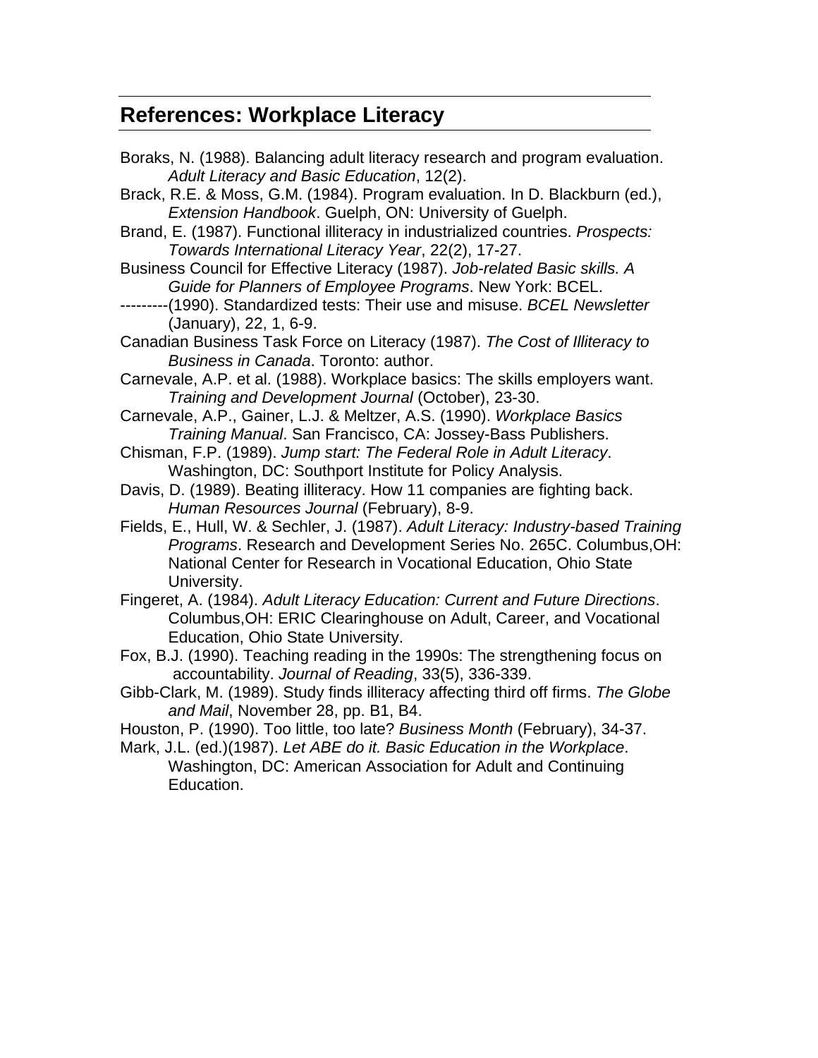## References: Workplace Literacy

Boraks, N. (1988). Balancing adult literacy research and program evaluation. *Adult Literacy and Basic Education*, 12(2).

Brack, R.E. & Moss, G.M. (1984). Program evaluation. In D. Blackburn (ed.), *Extension Handbook*. Guelph, ON: University of Guelph.

Brand, E. (1987). Functional illiteracy in industrialized countries. *Prospects: Towards International Literacy Year*, 22(2), 17-27.

Business Council for Effective Literacy (1987). *Job-related Basic skills. A Guide for Planners of Employee Programs*. New York: BCEL.

---------(1990). Standardized tests: Their use and misuse. *BCEL Newsletter* (January), 22, 1, 6-9.

Canadian Business Task Force on Literacy (1987). *The Cost of Illiteracy to Business in Canada*. Toronto: author.

Carnevale, A.P. et al. (1988). Workplace basics: The skills employers want. *Training and Development Journal* (October), 23-30.

Carnevale, A.P., Gainer, L.J. & Meltzer, A.S. (1990). *Workplace Basics Training Manual*. San Francisco, CA: Jossey-Bass Publishers.

Chisman, F.P. (1989). *Jump start: The Federal Role in Adult Literacy*. Washington, DC: Southport Institute for Policy Analysis.

Davis, D. (1989). Beating illiteracy. How 11 companies are fighting back. *Human Resources Journal* (February), 8-9.

Fields, E., Hull, W. & Sechler, J. (1987). *Adult Literacy: Industry-based Training Programs*. Research and Development Series No. 265C. Columbus,OH: National Center for Research in Vocational Education, Ohio State University.

Fingeret, A. (1984). *Adult Literacy Education: Current and Future Directions*. Columbus,OH: ERIC Clearinghouse on Adult, Career, and Vocational Education, Ohio State University.

Fox, B.J. (1990). Teaching reading in the 1990s: The strengthening focus on accountability. *Journal of Reading*, 33(5), 336-339.

Gibb-Clark, M. (1989). Study finds illiteracy affecting third off firms. *The Globe and Mail*, November 28, pp. B1, B4.

Houston, P. (1990). Too little, too late? *Business Month* (February), 34-37.

Mark, J.L. (ed.)(1987). *Let ABE do it. Basic Education in the Workplace*. Washington, DC: American Association for Adult and Continuing Education.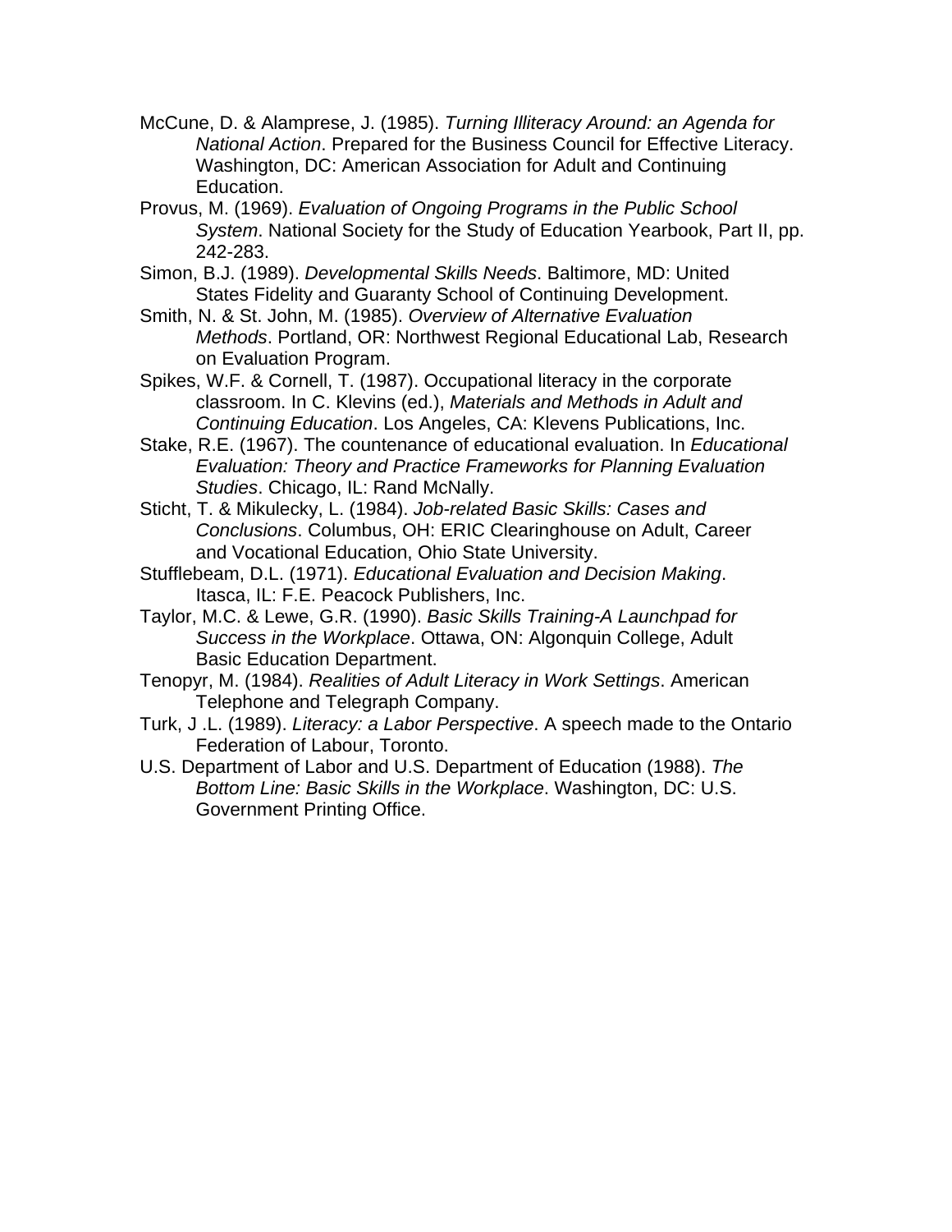McCune, D. & Alamprese, J. (1985). *Turning Illiteracy Around: an Agenda for National Action*. Prepared for the Business Council for Effective Literacy. Washington, DC: American Association for Adult and Continuing Education.

Provus, M. (1969). *Evaluation of Ongoing Programs in the Public School System*. National Society for the Study of Education Yearbook, Part II, pp. 242-283.

Simon, B.J. (1989). *Developmental Skills Needs*. Baltimore, MD: United States Fidelity and Guaranty School of Continuing Development.

Smith, N. & St. John, M. (1985). *Overview of Alternative Evaluation Methods*. Portland, OR: Northwest Regional Educational Lab, Research on Evaluation Program.

Spikes, W.F. & Cornell, T. (1987). Occupational literacy in the corporate classroom. In C. Klevins (ed.), *Materials and Methods in Adult and Continuing Education*. Los Angeles, CA: Klevens Publications, Inc.

Stake, R.E. (1967). The countenance of educational evaluation. In *Educational Evaluation: Theory and Practice Frameworks for Planning Evaluation Studies*. Chicago, IL: Rand McNally.

Sticht, T. & Mikulecky, L. (1984). *Job-related Basic Skills: Cases and Conclusions*. Columbus, OH: ERIC Clearinghouse on Adult, Career and Vocational Education, Ohio State University.

Stufflebeam, D.L. (1971). *Educational Evaluation and Decision Making*. Itasca, IL: F.E. Peacock Publishers, Inc.

Taylor, M.C. & Lewe, G.R. (1990). *Basic Skills Training-A Launchpad for Success in the Workplace*. Ottawa, ON: Algonquin College, Adult Basic Education Department.

Tenopyr, M. (1984). *Realities of Adult Literacy in Work Settings*. American Telephone and Telegraph Company.

Turk, J .L. (1989). *Literacy: a Labor Perspective*. A speech made to the Ontario Federation of Labour, Toronto.

U.S. Department of Labor and U.S. Department of Education (1988). *The Bottom Line: Basic Skills in the Workplace*. Washington, DC: U.S. Government Printing Office.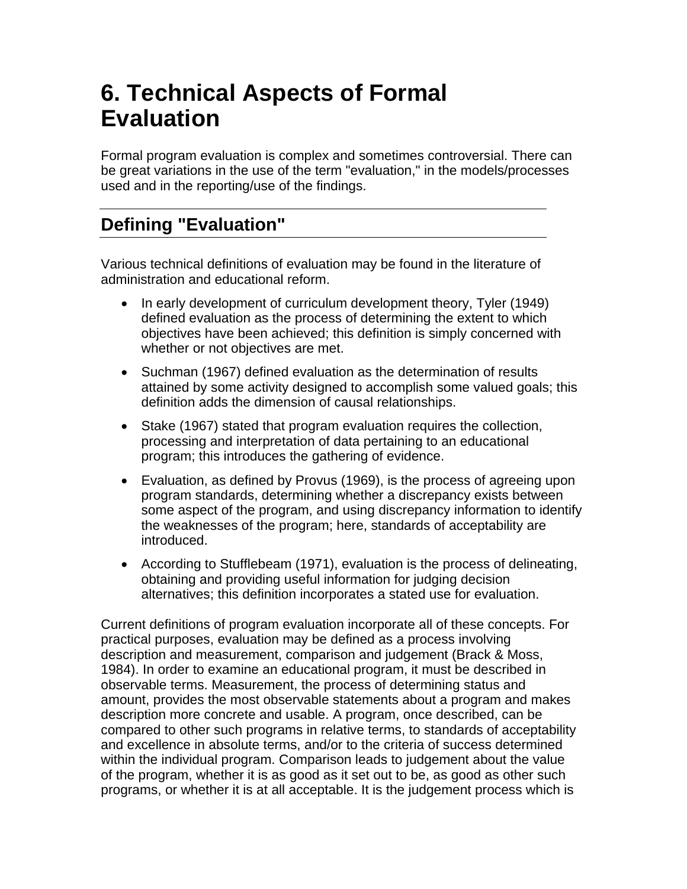# 6. Technical Aspects of Formal Evaluation

Formal program evaluation is complex and sometimes controversial. There can be great variations in the use of the term "evaluation," in the models/processes used and in the reporting/use of the findings.

## Defining "Evaluation"

Various technical definitions of evaluation may be found in the literature of administration and educational reform.

- In early development of curriculum development theory, Tyler (1949) defined evaluation as the process of determining the extent to which objectives have been achieved; this definition is simply concerned with whether or not objectives are met.
- Suchman (1967) defined evaluation as the determination of results attained by some activity designed to accomplish some valued goals; this definition adds the dimension of causal relationships.
- Stake (1967) stated that program evaluation requires the collection, processing and interpretation of data pertaining to an educational program; this introduces the gathering of evidence.
- Evaluation, as defined by Provus (1969), is the process of agreeing upon program standards, determining whether a discrepancy exists between some aspect of the program, and using discrepancy information to identify the weaknesses of the program; here, standards of acceptability are introduced.
- According to Stufflebeam (1971), evaluation is the process of delineating, obtaining and providing useful information for judging decision alternatives; this definition incorporates a stated use for evaluation.

Current definitions of program evaluation incorporate all of these concepts. For practical purposes, evaluation may be defined as a process involving description and measurement, comparison and judgement (Brack & Moss, 1984). In order to examine an educational program, it must be described in observable terms. Measurement, the process of determining status and amount, provides the most observable statements about a program and makes description more concrete and usable. A program, once described, can be compared to other such programs in relative terms, to standards of acceptability and excellence in absolute terms, and/or to the criteria of success determined within the individual program. Comparison leads to judgement about the value of the program, whether it is as good as it set out to be, as good as other such programs, or whether it is at all acceptable. It is the judgement process which is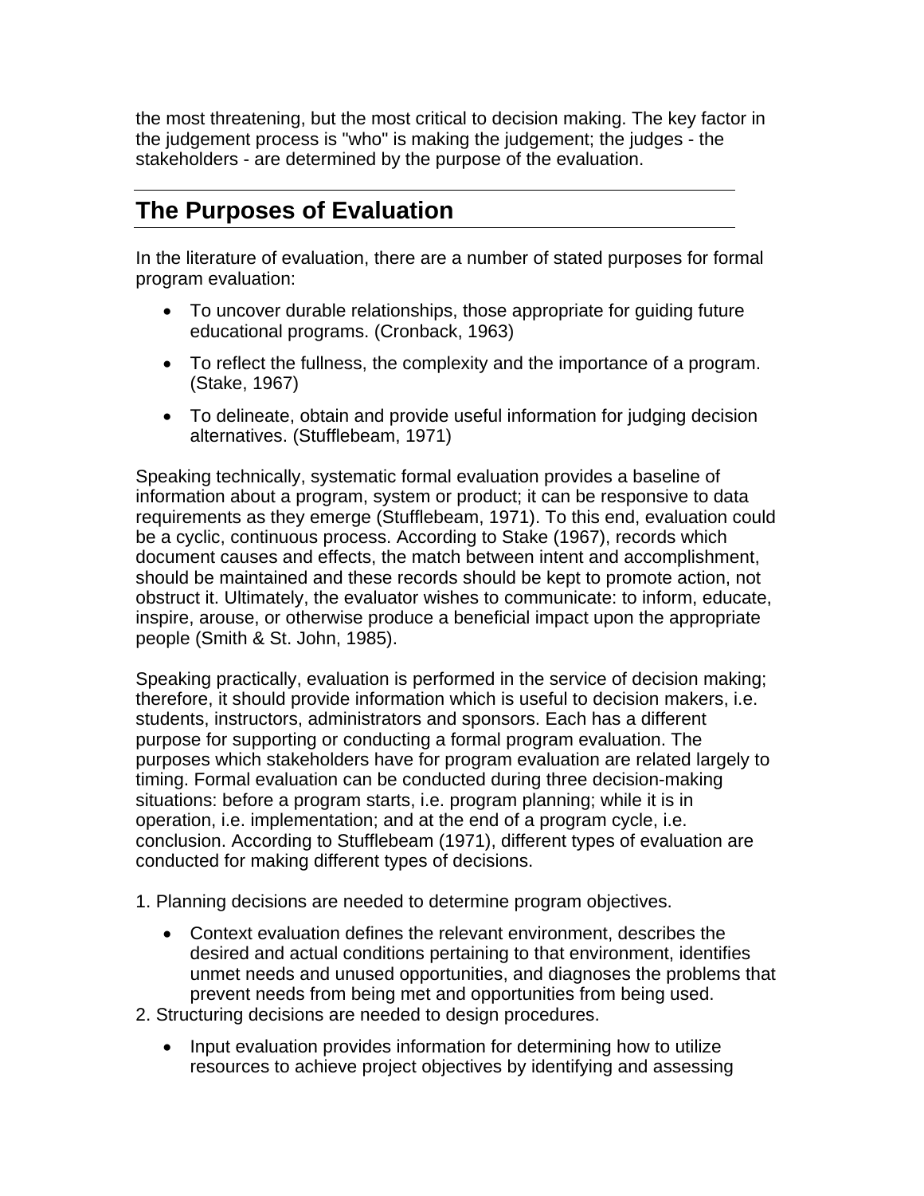the most threatening, but the most critical to decision making. The key factor in the judgement process is "who" is making the judgement; the judges - the stakeholders - are determined by the purpose of the evaluation.

## The Purposes of Evaluation

In the literature of evaluation, there are a number of stated purposes for formal program evaluation:

- To uncover durable relationships, those appropriate for guiding future educational programs. (Cronback, 1963)
- To reflect the fullness, the complexity and the importance of a program. (Stake, 1967)
- To delineate, obtain and provide useful information for judging decision alternatives. (Stufflebeam, 1971)

Speaking technically, systematic formal evaluation provides a baseline of information about a program, system or product; it can be responsive to data requirements as they emerge (Stufflebeam, 1971). To this end, evaluation could be a cyclic, continuous process. According to Stake (1967), records which document causes and effects, the match between intent and accomplishment, should be maintained and these records should be kept to promote action, not obstruct it. Ultimately, the evaluator wishes to communicate: to inform, educate, inspire, arouse, or otherwise produce a beneficial impact upon the appropriate people (Smith & St. John, 1985).

Speaking practically, evaluation is performed in the service of decision making; therefore, it should provide information which is useful to decision makers, i.e. students, instructors, administrators and sponsors. Each has a different purpose for supporting or conducting a formal program evaluation. The purposes which stakeholders have for program evaluation are related largely to timing. Formal evaluation can be conducted during three decision-making situations: before a program starts, i.e. program planning; while it is in operation, i.e. implementation; and at the end of a program cycle, i.e. conclusion. According to Stufflebeam (1971), different types of evaluation are conducted for making different types of decisions.

1. Planning decisions are needed to determine program objectives.
    - Context evaluation defines the relevant environment, describes the desired and actual conditions pertaining to that environment, identifies unmet needs and unused opportunities, and diagnoses the problems that prevent needs from being met and opportunities from being used.
2. Structuring decisions are needed to design procedures.
    - Input evaluation provides information for determining how to utilize resources to achieve project objectives by identifying and assessing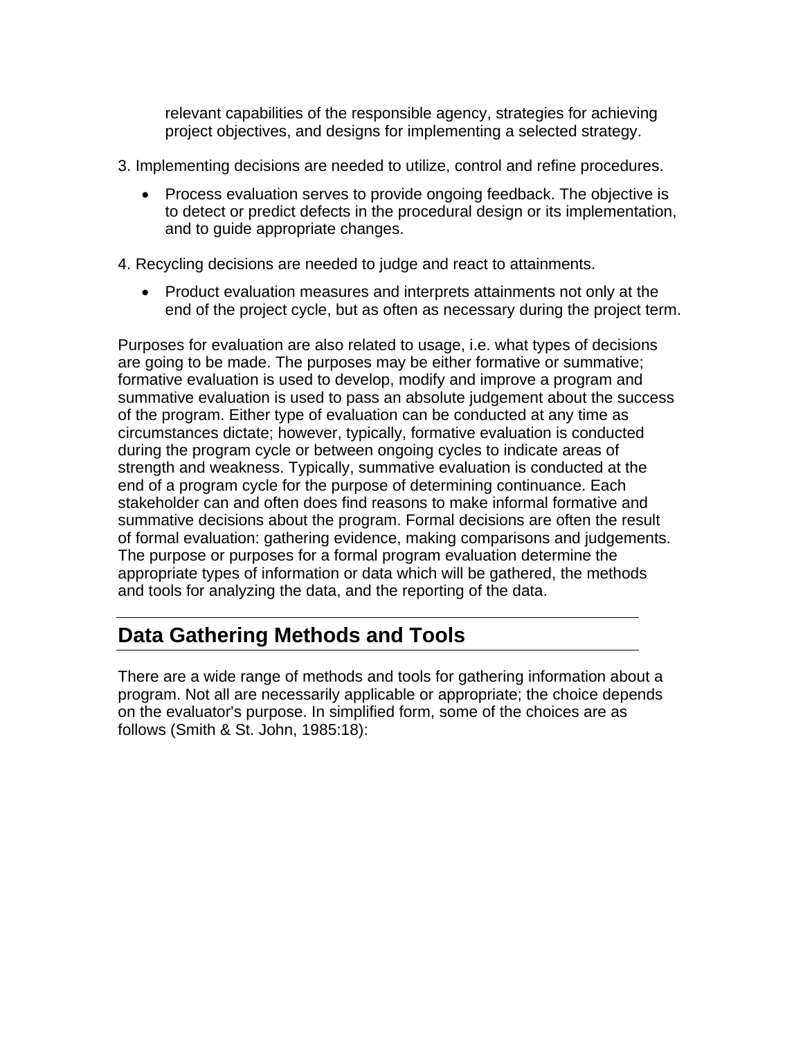relevant capabilities of the responsible agency, strategies for achieving project objectives, and designs for implementing a selected strategy.

3. Implementing decisions are needed to utilize, control and refine procedures.

   - Process evaluation serves to provide ongoing feedback. The objective is to detect or predict defects in the procedural design or its implementation, and to guide appropriate changes.

4. Recycling decisions are needed to judge and react to attainments.

   - Product evaluation measures and interprets attainments not only at the end of the project cycle, but as often as necessary during the project term.

Purposes for evaluation are also related to usage, i.e. what types of decisions are going to be made. The purposes may be either formative or summative; formative evaluation is used to develop, modify and improve a program and summative evaluation is used to pass an absolute judgement about the success of the program. Either type of evaluation can be conducted at any time as circumstances dictate; however, typically, formative evaluation is conducted during the program cycle or between ongoing cycles to indicate areas of strength and weakness. Typically, summative evaluation is conducted at the end of a program cycle for the purpose of determining continuance. Each stakeholder can and often does find reasons to make informal formative and summative decisions about the program. Formal decisions are often the result of formal evaluation: gathering evidence, making comparisons and judgements. The purpose or purposes for a formal program evaluation determine the appropriate types of information or data which will be gathered, the methods and tools for analyzing the data, and the reporting of the data.

## Data Gathering Methods and Tools

There are a wide range of methods and tools for gathering information about a program. Not all are necessarily applicable or appropriate; the choice depends on the evaluator's purpose. In simplified form, some of the choices are as follows (Smith & St. John, 1985:18):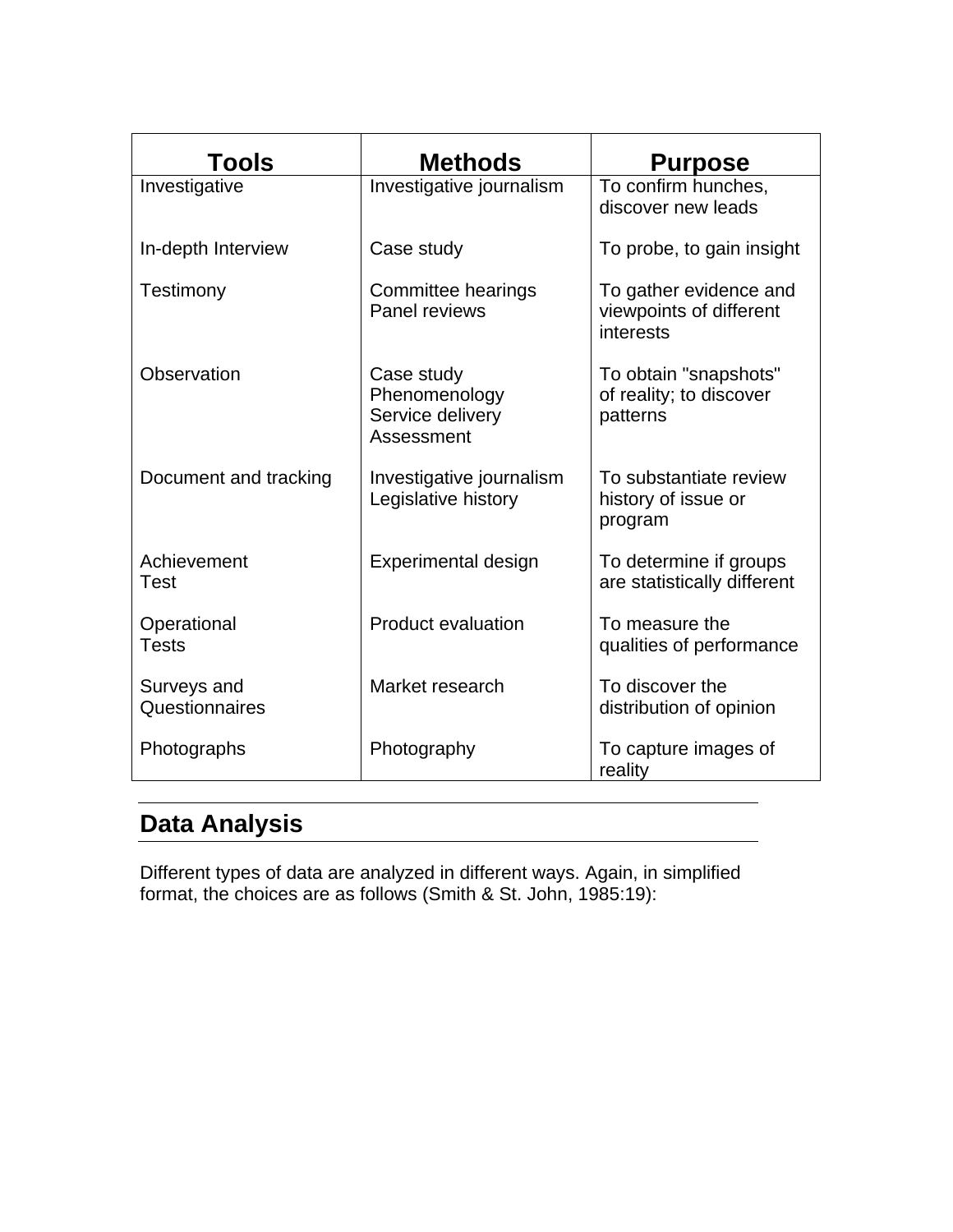| Tools | Methods | Purpose |
|---|---|---|
| Investigative | Investigative journalism | To confirm hunches, discover new leads |
| In-depth Interview | Case study | To probe, to gain insight |
| Testimony | Committee hearings<br>Panel reviews | To gather evidence and viewpoints of different interests |
| Observation | Case study<br>Phenomenology<br>Service delivery<br>Assessment | To obtain "snapshots" of reality; to discover patterns |
| Document and tracking | Investigative journalism<br>Legislative history | To substantiate review history of issue or program |
| Achievement Test | Experimental design | To determine if groups are statistically different |
| Operational Tests | Product evaluation | To measure the qualities of performance |
| Surveys and Questionnaires | Market research | To discover the distribution of opinion |
| Photographs | Photography | To capture images of reality |

## Data Analysis

Different types of data are analyzed in different ways. Again, in simplified format, the choices are as follows (Smith & St. John, 1985:19):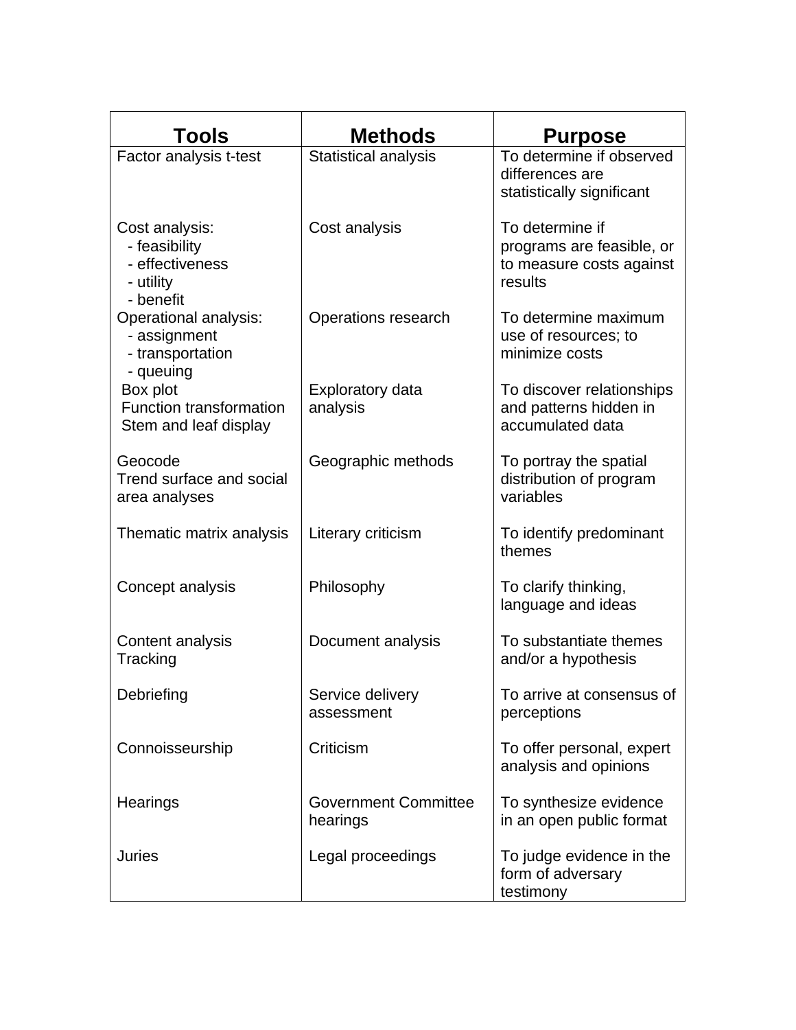| Tools | Methods | Purpose |
| --- | --- | --- |
| Factor analysis t-test | Statistical analysis | To determine if observed differences are statistically significant |
| Cost analysis:<br>- feasibility<br>- effectiveness<br>- utility<br>- benefit | Cost analysis | To determine if programs are feasible, or to measure costs against results |
| Operational analysis:<br>- assignment<br>- transportation<br>- queuing | Operations research | To determine maximum use of resources; to minimize costs |
| Box plot<br>Function transformation<br>Stem and leaf display | Exploratory data analysis | To discover relationships and patterns hidden in accumulated data |
| Geocode<br>Trend surface and social area analyses | Geographic methods | To portray the spatial distribution of program variables |
| Thematic matrix analysis | Literary criticism | To identify predominant themes |
| Concept analysis | Philosophy | To clarify thinking, language and ideas |
| Content analysis<br>Tracking | Document analysis | To substantiate themes and/or a hypothesis |
| Debriefing | Service delivery assessment | To arrive at consensus of perceptions |
| Connoisseurship | Criticism | To offer personal, expert analysis and opinions |
| Hearings | Government Committee hearings | To synthesize evidence in an open public format |
| Juries | Legal proceedings | To judge evidence in the form of adversary testimony |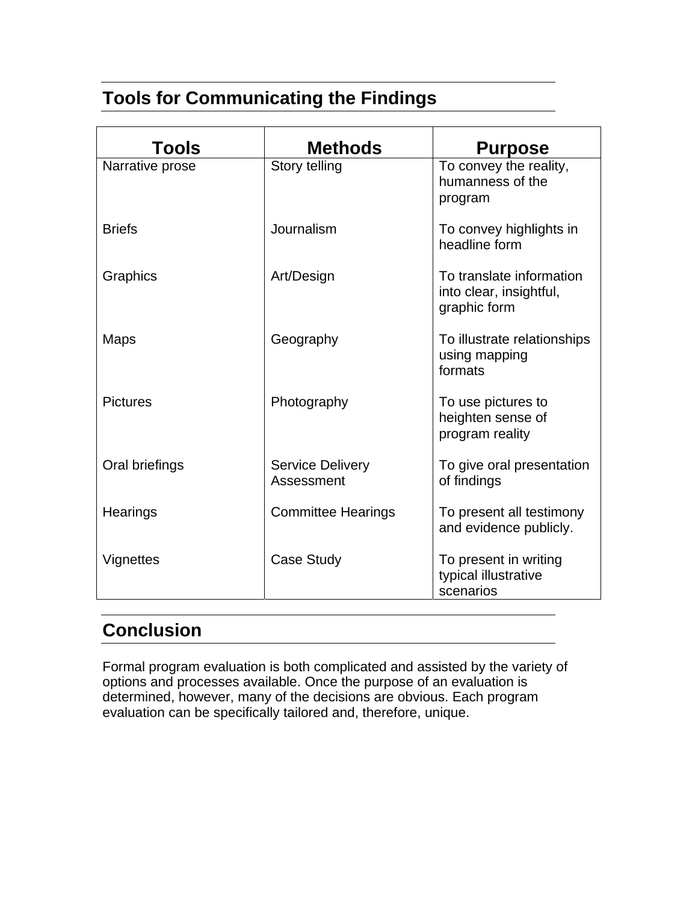## Tools for Communicating the Findings

| Tools | Methods | Purpose |
|---|---|---|
| Narrative prose | Story telling | To convey the reality, humanness of the program |
| Briefs | Journalism | To convey highlights in headline form |
| Graphics | Art/Design | To translate information into clear, insightful, graphic form |
| Maps | Geography | To illustrate relationships using mapping formats |
| Pictures | Photography | To use pictures to heighten sense of program reality |
| Oral briefings | Service Delivery Assessment | To give oral presentation of findings |
| Hearings | Committee Hearings | To present all testimony and evidence publicly. |
| Vignettes | Case Study | To present in writing typical illustrative scenarios |

## Conclusion

Formal program evaluation is both complicated and assisted by the variety of options and processes available. Once the purpose of an evaluation is determined, however, many of the decisions are obvious. Each program evaluation can be specifically tailored and, therefore, unique.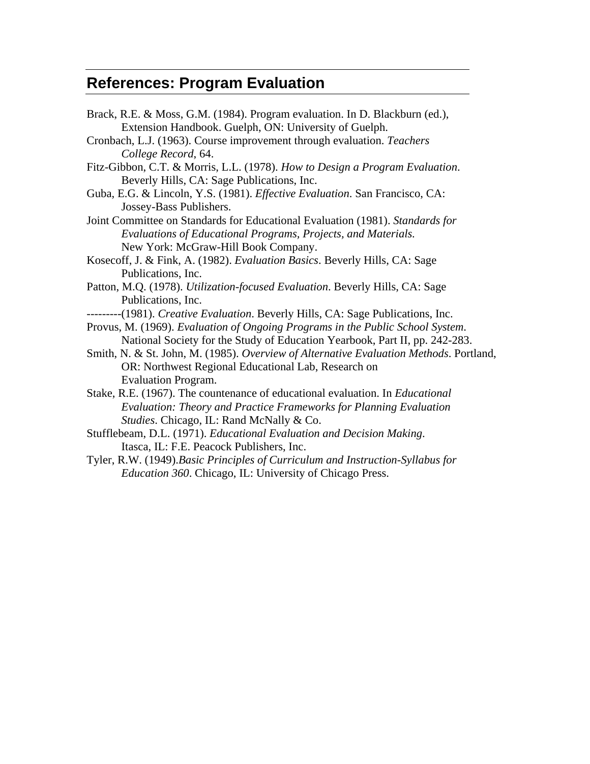## References: Program Evaluation

Brack, R.E. & Moss, G.M. (1984). Program evaluation. In D. Blackburn (ed.), Extension Handbook. Guelph, ON: University of Guelph.

Cronbach, L.J. (1963). Course improvement through evaluation. *Teachers College Record*, 64.

Fitz-Gibbon, C.T. & Morris, L.L. (1978). *How to Design a Program Evaluation*. Beverly Hills, CA: Sage Publications, Inc.

Guba, E.G. & Lincoln, Y.S. (1981). *Effective Evaluation*. San Francisco, CA: Jossey-Bass Publishers.

Joint Committee on Standards for Educational Evaluation (1981). *Standards for Evaluations of Educational Programs, Projects, and Materials*. New York: McGraw-Hill Book Company.

Kosecoff, J. & Fink, A. (1982). *Evaluation Basics*. Beverly Hills, CA: Sage Publications, Inc.

Patton, M.Q. (1978). *Utilization-focused Evaluation*. Beverly Hills, CA: Sage Publications, Inc.

---------(1981). *Creative Evaluation*. Beverly Hills, CA: Sage Publications, Inc.

Provus, M. (1969). *Evaluation of Ongoing Programs in the Public School System*. National Society for the Study of Education Yearbook, Part II, pp. 242-283.

Smith, N. & St. John, M. (1985). *Overview of Alternative Evaluation Methods*. Portland, OR: Northwest Regional Educational Lab, Research on Evaluation Program.

Stake, R.E. (1967). The countenance of educational evaluation. In *Educational Evaluation: Theory and Practice Frameworks for Planning Evaluation Studies*. Chicago, IL: Rand McNally & Co.

Stufflebeam, D.L. (1971). *Educational Evaluation and Decision Making*. Itasca, IL: F.E. Peacock Publishers, Inc.

Tyler, R.W. (1949).*Basic Principles of Curriculum and Instruction-Syllabus for Education 360*. Chicago, IL: University of Chicago Press.